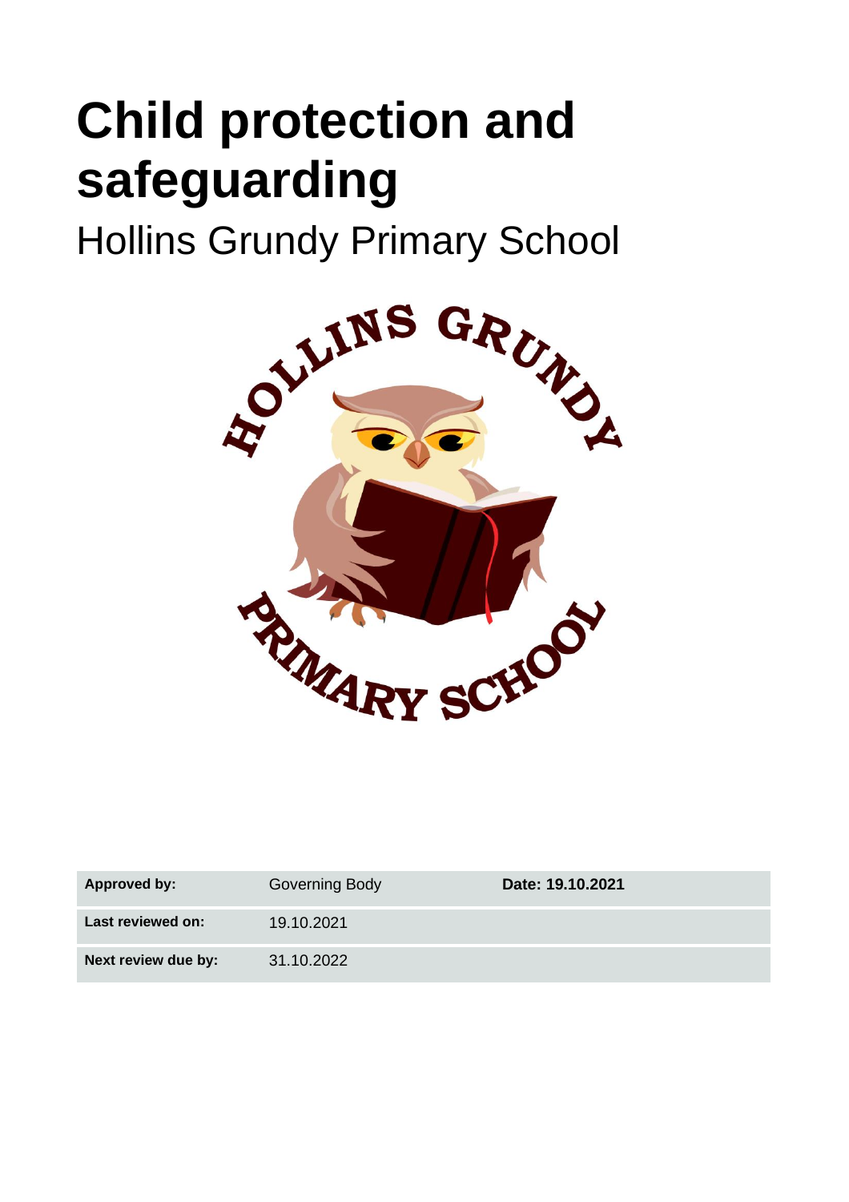# Child protection and safeguarding

Hollins Grundy Primary School

| Approved by: | Governing Body | Date: 19.10.2021 |
|---|---|---|
| Last reviewed on: | 19.10.2021 | |
| Next review due by: | 31.10.2022 | |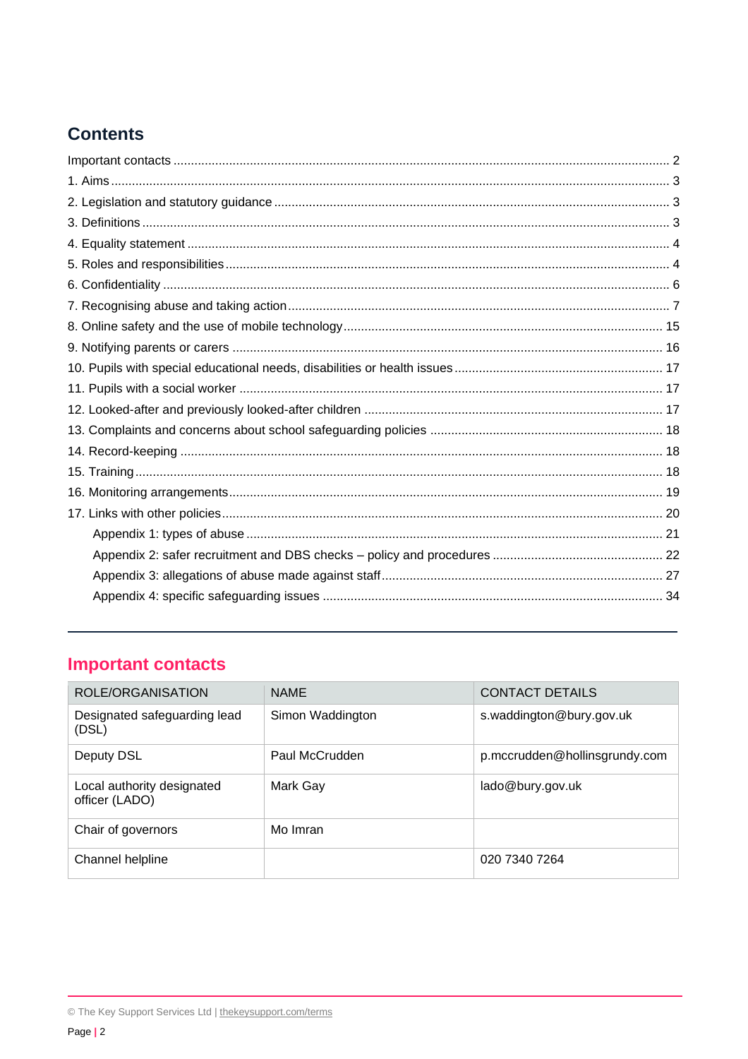## Contents

Important contacts ..... 2
1. Aims ..... 3
2. Legislation and statutory guidance ..... 3
3. Definitions ..... 3
4. Equality statement ..... 4
5. Roles and responsibilities ..... 4
6. Confidentiality ..... 6
7. Recognising abuse and taking action ..... 7
8. Online safety and the use of mobile technology ..... 15
9. Notifying parents or carers ..... 16
10. Pupils with special educational needs, disabilities or health issues ..... 17
11. Pupils with a social worker ..... 17
12. Looked-after and previously looked-after children ..... 17
13. Complaints and concerns about school safeguarding policies ..... 18
14. Record-keeping ..... 18
15. Training ..... 18
16. Monitoring arrangements ..... 19
17. Links with other policies ..... 20
    Appendix 1: types of abuse ..... 21
    Appendix 2: safer recruitment and DBS checks – policy and procedures ..... 22
    Appendix 3: allegations of abuse made against staff ..... 27
    Appendix 4: specific safeguarding issues ..... 34

---

## Important contacts

| ROLE/ORGANISATION | NAME | CONTACT DETAILS |
|---|---|---|
| Designated safeguarding lead (DSL) | Simon Waddington | s.waddington@bury.gov.uk |
| Deputy DSL | Paul McCrudden | p.mccrudden@hollinsgrundy.com |
| Local authority designated officer (LADO) | Mark Gay | lado@bury.gov.uk |
| Chair of governors | Mo Imran | |
| Channel helpline | | 020 7340 7264 |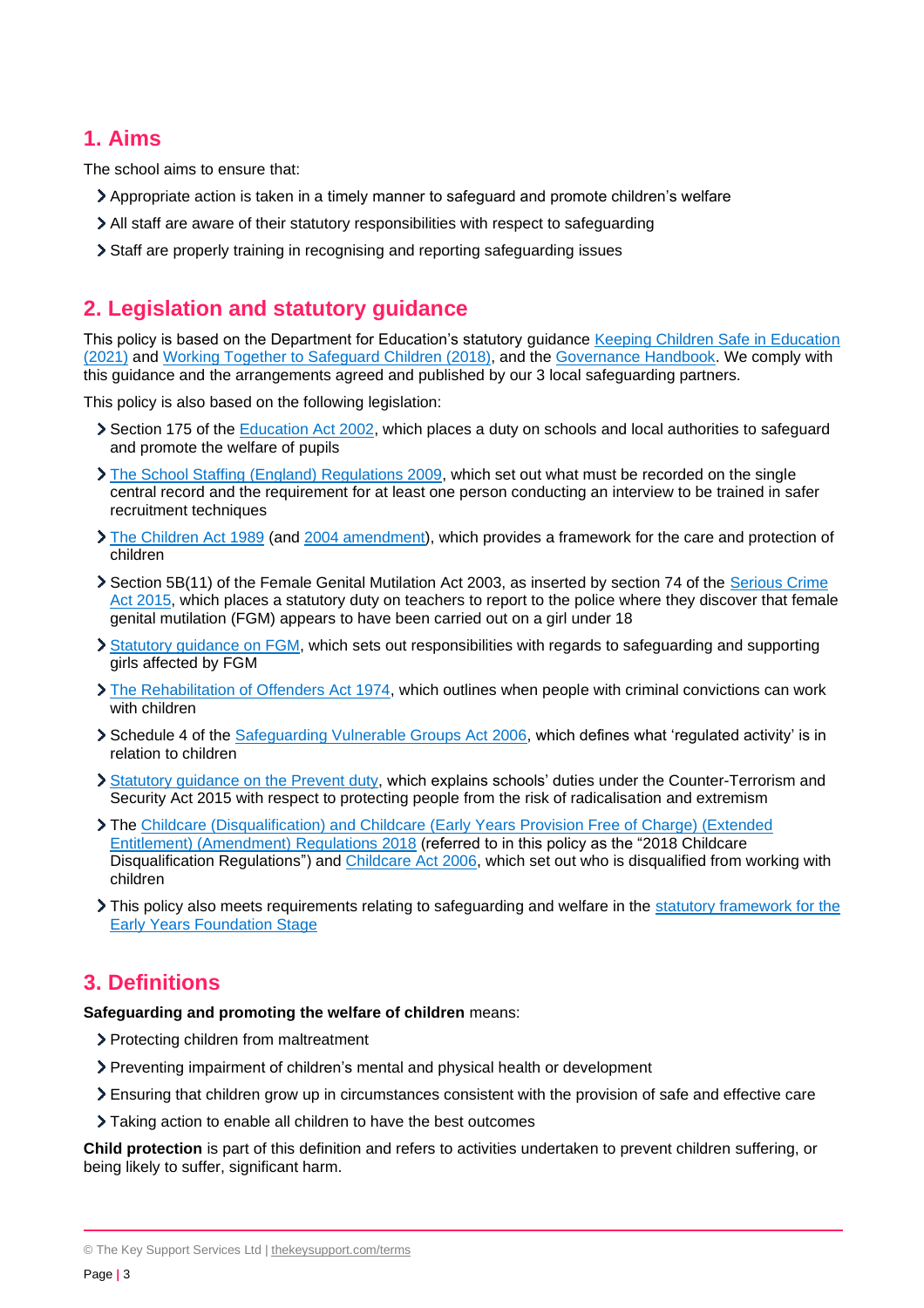## 1. Aims

The school aims to ensure that:

- Appropriate action is taken in a timely manner to safeguard and promote children's welfare
- All staff are aware of their statutory responsibilities with respect to safeguarding
- Staff are properly training in recognising and reporting safeguarding issues

## 2. Legislation and statutory guidance

This policy is based on the Department for Education's statutory guidance Keeping Children Safe in Education (2021) and Working Together to Safeguard Children (2018), and the Governance Handbook. We comply with this guidance and the arrangements agreed and published by our 3 local safeguarding partners.

This policy is also based on the following legislation:

- Section 175 of the Education Act 2002, which places a duty on schools and local authorities to safeguard and promote the welfare of pupils
- The School Staffing (England) Regulations 2009, which set out what must be recorded on the single central record and the requirement for at least one person conducting an interview to be trained in safer recruitment techniques
- The Children Act 1989 (and 2004 amendment), which provides a framework for the care and protection of children
- Section 5B(11) of the Female Genital Mutilation Act 2003, as inserted by section 74 of the Serious Crime Act 2015, which places a statutory duty on teachers to report to the police where they discover that female genital mutilation (FGM) appears to have been carried out on a girl under 18
- Statutory guidance on FGM, which sets out responsibilities with regards to safeguarding and supporting girls affected by FGM
- The Rehabilitation of Offenders Act 1974, which outlines when people with criminal convictions can work with children
- Schedule 4 of the Safeguarding Vulnerable Groups Act 2006, which defines what 'regulated activity' is in relation to children
- Statutory guidance on the Prevent duty, which explains schools' duties under the Counter-Terrorism and Security Act 2015 with respect to protecting people from the risk of radicalisation and extremism
- The Childcare (Disqualification) and Childcare (Early Years Provision Free of Charge) (Extended Entitlement) (Amendment) Regulations 2018 (referred to in this policy as the "2018 Childcare Disqualification Regulations") and Childcare Act 2006, which set out who is disqualified from working with children
- This policy also meets requirements relating to safeguarding and welfare in the statutory framework for the Early Years Foundation Stage

## 3. Definitions

**Safeguarding and promoting the welfare of children** means:

- Protecting children from maltreatment
- Preventing impairment of children's mental and physical health or development
- Ensuring that children grow up in circumstances consistent with the provision of safe and effective care
- Taking action to enable all children to have the best outcomes

**Child protection** is part of this definition and refers to activities undertaken to prevent children suffering, or being likely to suffer, significant harm.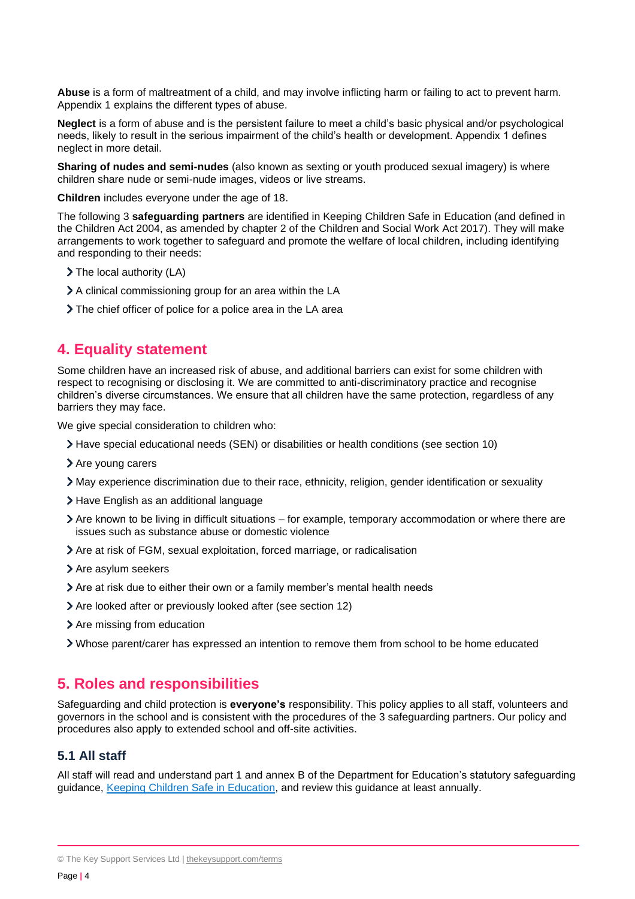**Abuse** is a form of maltreatment of a child, and may involve inflicting harm or failing to act to prevent harm. Appendix 1 explains the different types of abuse.

**Neglect** is a form of abuse and is the persistent failure to meet a child's basic physical and/or psychological needs, likely to result in the serious impairment of the child's health or development. Appendix 1 defines neglect in more detail.

**Sharing of nudes and semi-nudes** (also known as sexting or youth produced sexual imagery) is where children share nude or semi-nude images, videos or live streams.

**Children** includes everyone under the age of 18.

The following 3 **safeguarding partners** are identified in Keeping Children Safe in Education (and defined in the Children Act 2004, as amended by chapter 2 of the Children and Social Work Act 2017). They will make arrangements to work together to safeguard and promote the welfare of local children, including identifying and responding to their needs:

- The local authority (LA)
- A clinical commissioning group for an area within the LA
- The chief officer of police for a police area in the LA area

## 4. Equality statement

Some children have an increased risk of abuse, and additional barriers can exist for some children with respect to recognising or disclosing it. We are committed to anti-discriminatory practice and recognise children's diverse circumstances. We ensure that all children have the same protection, regardless of any barriers they may face.

We give special consideration to children who:

- Have special educational needs (SEN) or disabilities or health conditions (see section 10)
- Are young carers
- May experience discrimination due to their race, ethnicity, religion, gender identification or sexuality
- Have English as an additional language
- Are known to be living in difficult situations – for example, temporary accommodation or where there are issues such as substance abuse or domestic violence
- Are at risk of FGM, sexual exploitation, forced marriage, or radicalisation
- Are asylum seekers
- Are at risk due to either their own or a family member's mental health needs
- Are looked after or previously looked after (see section 12)
- Are missing from education
- Whose parent/carer has expressed an intention to remove them from school to be home educated

## 5. Roles and responsibilities

Safeguarding and child protection is **everyone's** responsibility. This policy applies to all staff, volunteers and governors in the school and is consistent with the procedures of the 3 safeguarding partners. Our policy and procedures also apply to extended school and off-site activities.

### 5.1 All staff

All staff will read and understand part 1 and annex B of the Department for Education's statutory safeguarding guidance, [Keeping Children Safe in Education](https://www.gov.uk/government/publications/keeping-children-safe-in-education--2), and review this guidance at least annually.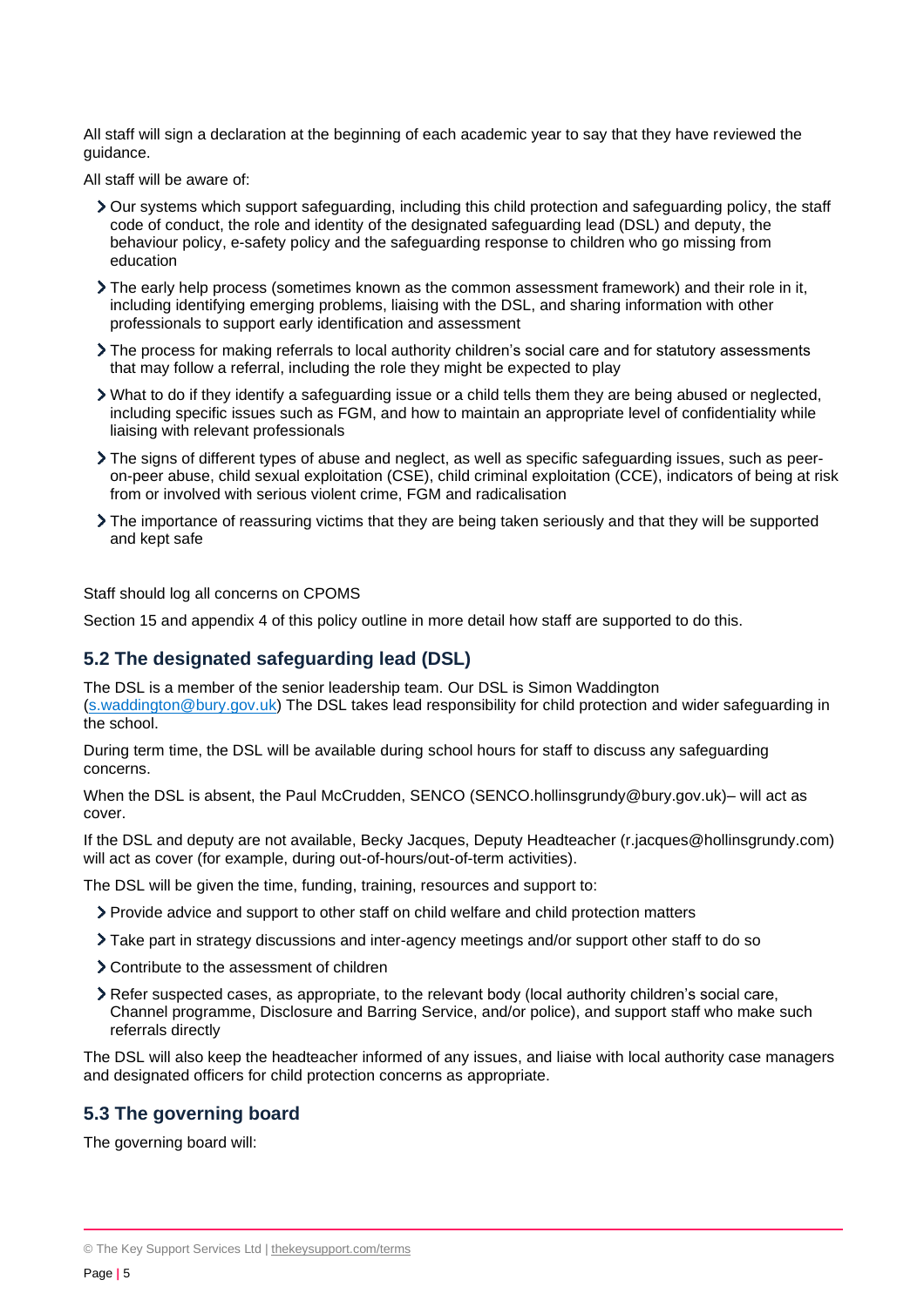All staff will sign a declaration at the beginning of each academic year to say that they have reviewed the guidance.

All staff will be aware of:

- Our systems which support safeguarding, including this child protection and safeguarding policy, the staff code of conduct, the role and identity of the designated safeguarding lead (DSL) and deputy, the behaviour policy, e-safety policy and the safeguarding response to children who go missing from education
- The early help process (sometimes known as the common assessment framework) and their role in it, including identifying emerging problems, liaising with the DSL, and sharing information with other professionals to support early identification and assessment
- The process for making referrals to local authority children's social care and for statutory assessments that may follow a referral, including the role they might be expected to play
- What to do if they identify a safeguarding issue or a child tells them they are being abused or neglected, including specific issues such as FGM, and how to maintain an appropriate level of confidentiality while liaising with relevant professionals
- The signs of different types of abuse and neglect, as well as specific safeguarding issues, such as peer-on-peer abuse, child sexual exploitation (CSE), child criminal exploitation (CCE), indicators of being at risk from or involved with serious violent crime, FGM and radicalisation
- The importance of reassuring victims that they are being taken seriously and that they will be supported and kept safe

Staff should log all concerns on CPOMS

Section 15 and appendix 4 of this policy outline in more detail how staff are supported to do this.

## 5.2 The designated safeguarding lead (DSL)

The DSL is a member of the senior leadership team. Our DSL is Simon Waddington (s.waddington@bury.gov.uk) The DSL takes lead responsibility for child protection and wider safeguarding in the school.

During term time, the DSL will be available during school hours for staff to discuss any safeguarding concerns.

When the DSL is absent, the Paul McCrudden, SENCO (SENCO.hollinsgrundy@bury.gov.uk)– will act as cover.

If the DSL and deputy are not available, Becky Jacques, Deputy Headteacher (r.jacques@hollinsgrundy.com) will act as cover (for example, during out-of-hours/out-of-term activities).

The DSL will be given the time, funding, training, resources and support to:

- Provide advice and support to other staff on child welfare and child protection matters
- Take part in strategy discussions and inter-agency meetings and/or support other staff to do so
- Contribute to the assessment of children
- Refer suspected cases, as appropriate, to the relevant body (local authority children's social care, Channel programme, Disclosure and Barring Service, and/or police), and support staff who make such referrals directly

The DSL will also keep the headteacher informed of any issues, and liaise with local authority case managers and designated officers for child protection concerns as appropriate.

## 5.3 The governing board

The governing board will: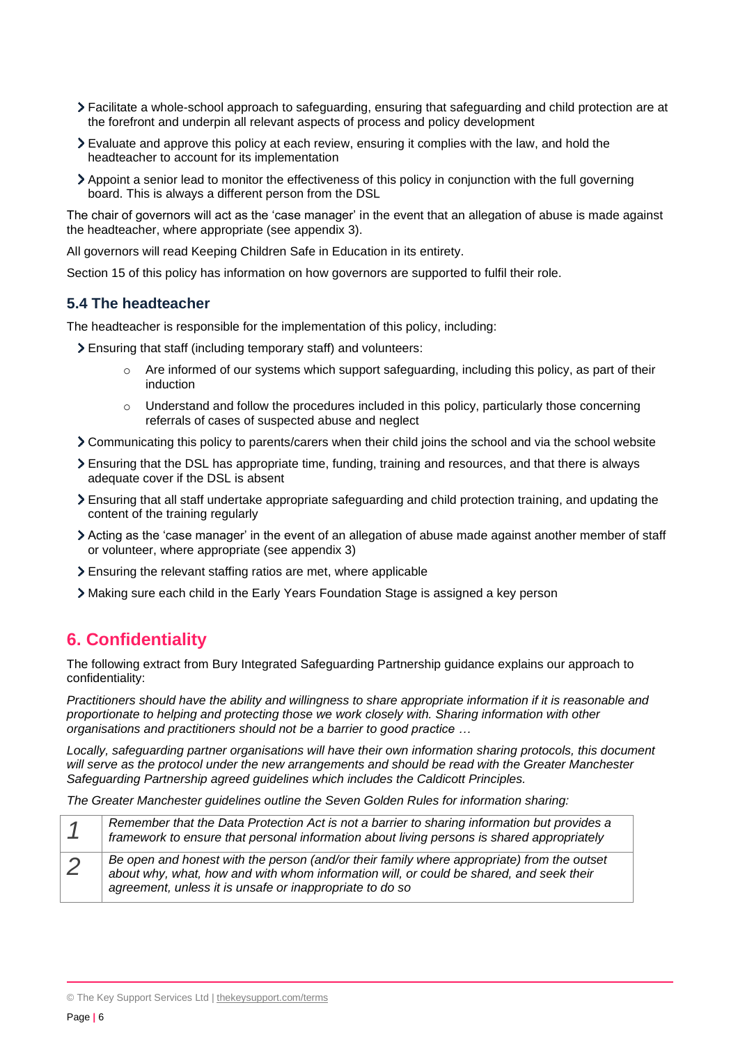- Facilitate a whole-school approach to safeguarding, ensuring that safeguarding and child protection are at the forefront and underpin all relevant aspects of process and policy development
- Evaluate and approve this policy at each review, ensuring it complies with the law, and hold the headteacher to account for its implementation
- Appoint a senior lead to monitor the effectiveness of this policy in conjunction with the full governing board. This is always a different person from the DSL

The chair of governors will act as the 'case manager' in the event that an allegation of abuse is made against the headteacher, where appropriate (see appendix 3).

All governors will read Keeping Children Safe in Education in its entirety.

Section 15 of this policy has information on how governors are supported to fulfil their role.

### 5.4 The headteacher

The headteacher is responsible for the implementation of this policy, including:

- Ensuring that staff (including temporary staff) and volunteers:
    - Are informed of our systems which support safeguarding, including this policy, as part of their induction
    - Understand and follow the procedures included in this policy, particularly those concerning referrals of cases of suspected abuse and neglect
- Communicating this policy to parents/carers when their child joins the school and via the school website
- Ensuring that the DSL has appropriate time, funding, training and resources, and that there is always adequate cover if the DSL is absent
- Ensuring that all staff undertake appropriate safeguarding and child protection training, and updating the content of the training regularly
- Acting as the 'case manager' in the event of an allegation of abuse made against another member of staff or volunteer, where appropriate (see appendix 3)
- Ensuring the relevant staffing ratios are met, where applicable
- Making sure each child in the Early Years Foundation Stage is assigned a key person

## 6. Confidentiality

The following extract from Bury Integrated Safeguarding Partnership guidance explains our approach to confidentiality:

*Practitioners should have the ability and willingness to share appropriate information if it is reasonable and proportionate to helping and protecting those we work closely with. Sharing information with other organisations and practitioners should not be a barrier to good practice …*

*Locally, safeguarding partner organisations will have their own information sharing protocols, this document will serve as the protocol under the new arrangements and should be read with the Greater Manchester Safeguarding Partnership agreed guidelines which includes the Caldicott Principles.*

*The Greater Manchester guidelines outline the Seven Golden Rules for information sharing:*

| | |
|---|---|
| *1* | *Remember that the Data Protection Act is not a barrier to sharing information but provides a framework to ensure that personal information about living persons is shared appropriately* |
| *2* | *Be open and honest with the person (and/or their family where appropriate) from the outset about why, what, how and with whom information will, or could be shared, and seek their agreement, unless it is unsafe or inappropriate to do so* |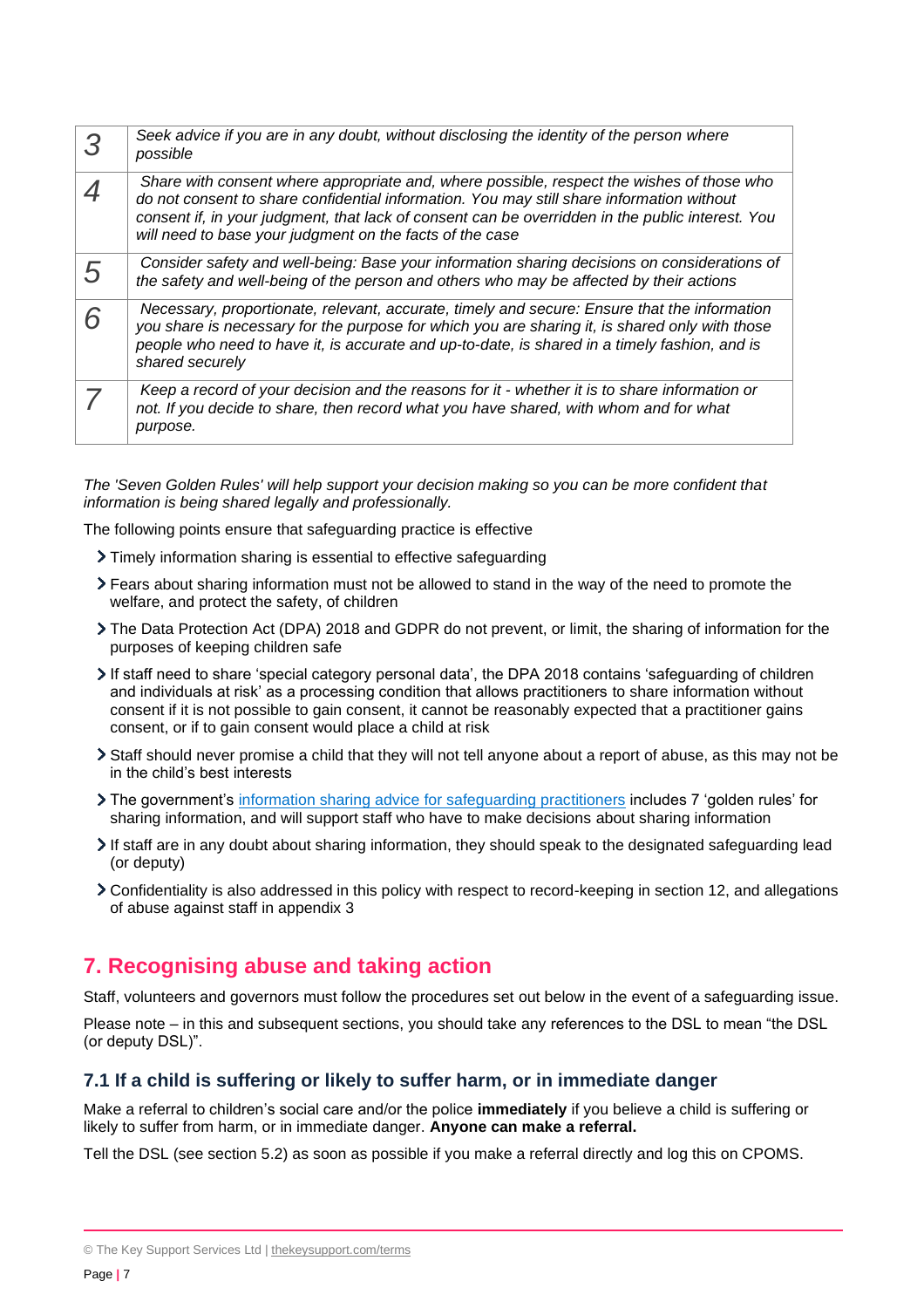| | |
|---|---|
| *3* | *Seek advice if you are in any doubt, without disclosing the identity of the person where possible* |
| *4* | *Share with consent where appropriate and, where possible, respect the wishes of those who do not consent to share confidential information. You may still share information without consent if, in your judgment, that lack of consent can be overridden in the public interest. You will need to base your judgment on the facts of the case* |
| *5* | *Consider safety and well-being: Base your information sharing decisions on considerations of the safety and well-being of the person and others who may be affected by their actions* |
| *6* | *Necessary, proportionate, relevant, accurate, timely and secure: Ensure that the information you share is necessary for the purpose for which you are sharing it, is shared only with those people who need to have it, is accurate and up-to-date, is shared in a timely fashion, and is shared securely* |
| *7* | *Keep a record of your decision and the reasons for it - whether it is to share information or not. If you decide to share, then record what you have shared, with whom and for what purpose.* |

*The 'Seven Golden Rules' will help support your decision making so you can be more confident that information is being shared legally and professionally.*

The following points ensure that safeguarding practice is effective

- Timely information sharing is essential to effective safeguarding
- Fears about sharing information must not be allowed to stand in the way of the need to promote the welfare, and protect the safety, of children
- The Data Protection Act (DPA) 2018 and GDPR do not prevent, or limit, the sharing of information for the purposes of keeping children safe
- If staff need to share 'special category personal data', the DPA 2018 contains 'safeguarding of children and individuals at risk' as a processing condition that allows practitioners to share information without consent if it is not possible to gain consent, it cannot be reasonably expected that a practitioner gains consent, or if to gain consent would place a child at risk
- Staff should never promise a child that they will not tell anyone about a report of abuse, as this may not be in the child's best interests
- The government's [information sharing advice for safeguarding practitioners]() includes 7 'golden rules' for sharing information, and will support staff who have to make decisions about sharing information
- If staff are in any doubt about sharing information, they should speak to the designated safeguarding lead (or deputy)
- Confidentiality is also addressed in this policy with respect to record-keeping in section 12, and allegations of abuse against staff in appendix 3

## 7. Recognising abuse and taking action

Staff, volunteers and governors must follow the procedures set out below in the event of a safeguarding issue.

Please note – in this and subsequent sections, you should take any references to the DSL to mean "the DSL (or deputy DSL)".

### 7.1 If a child is suffering or likely to suffer harm, or in immediate danger

Make a referral to children's social care and/or the police **immediately** if you believe a child is suffering or likely to suffer from harm, or in immediate danger. **Anyone can make a referral.**

Tell the DSL (see section 5.2) as soon as possible if you make a referral directly and log this on CPOMS.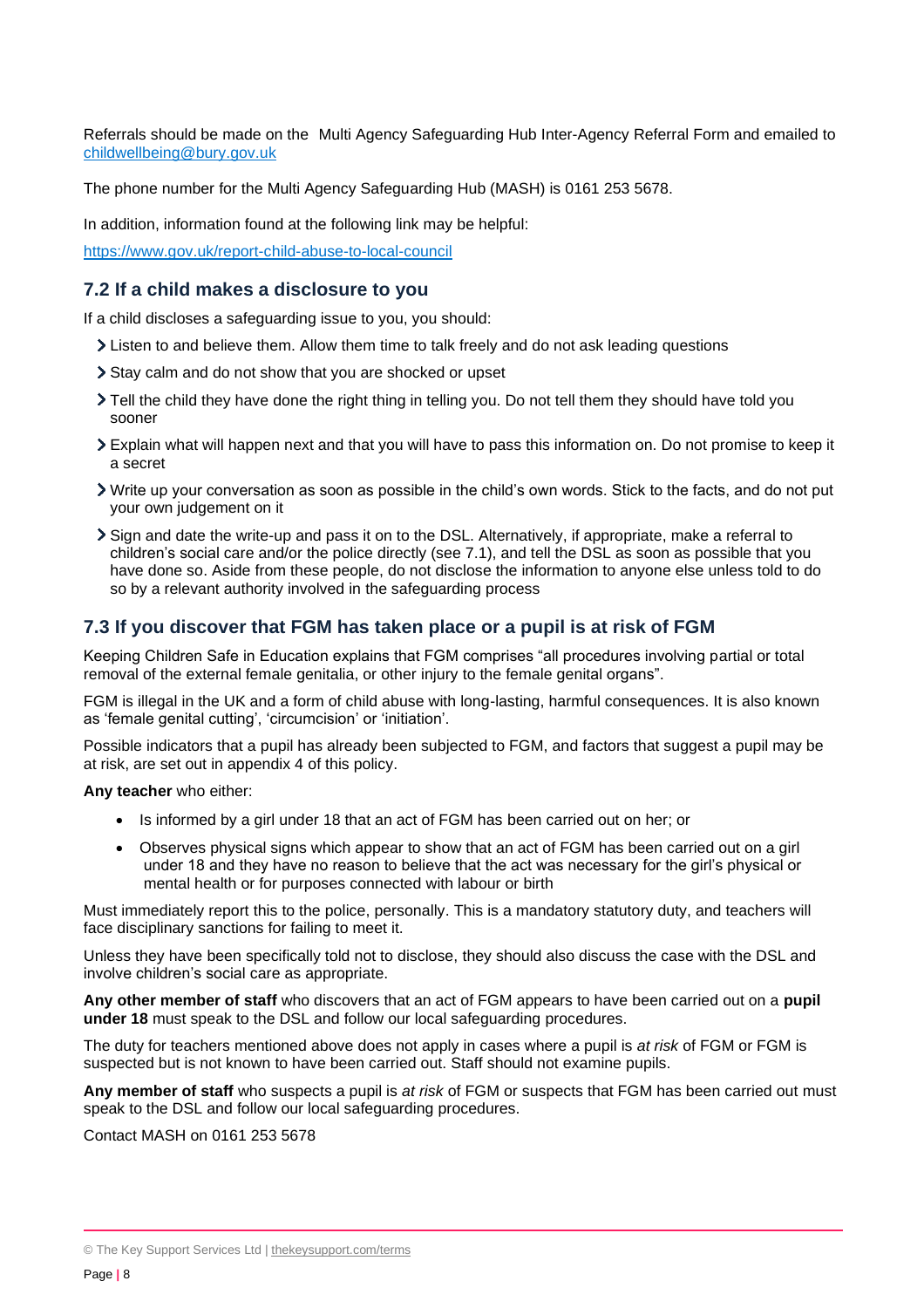Referrals should be made on the Multi Agency Safeguarding Hub Inter-Agency Referral Form and emailed to [childwellbeing@bury.gov.uk](mailto:childwellbeing@bury.gov.uk)

The phone number for the Multi Agency Safeguarding Hub (MASH) is 0161 253 5678.

In addition, information found at the following link may be helpful:

[https://www.gov.uk/report-child-abuse-to-local-council](https://www.gov.uk/report-child-abuse-to-local-council)

## 7.2 If a child makes a disclosure to you

If a child discloses a safeguarding issue to you, you should:

- Listen to and believe them. Allow them time to talk freely and do not ask leading questions
- Stay calm and do not show that you are shocked or upset
- Tell the child they have done the right thing in telling you. Do not tell them they should have told you sooner
- Explain what will happen next and that you will have to pass this information on. Do not promise to keep it a secret
- Write up your conversation as soon as possible in the child's own words. Stick to the facts, and do not put your own judgement on it
- Sign and date the write-up and pass it on to the DSL. Alternatively, if appropriate, make a referral to children's social care and/or the police directly (see 7.1), and tell the DSL as soon as possible that you have done so. Aside from these people, do not disclose the information to anyone else unless told to do so by a relevant authority involved in the safeguarding process

## 7.3 If you discover that FGM has taken place or a pupil is at risk of FGM

Keeping Children Safe in Education explains that FGM comprises "all procedures involving partial or total removal of the external female genitalia, or other injury to the female genital organs".

FGM is illegal in the UK and a form of child abuse with long-lasting, harmful consequences. It is also known as 'female genital cutting', 'circumcision' or 'initiation'.

Possible indicators that a pupil has already been subjected to FGM, and factors that suggest a pupil may be at risk, are set out in appendix 4 of this policy.

**Any teacher** who either:

- Is informed by a girl under 18 that an act of FGM has been carried out on her; or
- Observes physical signs which appear to show that an act of FGM has been carried out on a girl under 18 and they have no reason to believe that the act was necessary for the girl's physical or mental health or for purposes connected with labour or birth

Must immediately report this to the police, personally. This is a mandatory statutory duty, and teachers will face disciplinary sanctions for failing to meet it.

Unless they have been specifically told not to disclose, they should also discuss the case with the DSL and involve children's social care as appropriate.

**Any other member of staff** who discovers that an act of FGM appears to have been carried out on a **pupil under 18** must speak to the DSL and follow our local safeguarding procedures.

The duty for teachers mentioned above does not apply in cases where a pupil is *at risk* of FGM or FGM is suspected but is not known to have been carried out. Staff should not examine pupils.

**Any member of staff** who suspects a pupil is *at risk* of FGM or suspects that FGM has been carried out must speak to the DSL and follow our local safeguarding procedures.

Contact MASH on 0161 253 5678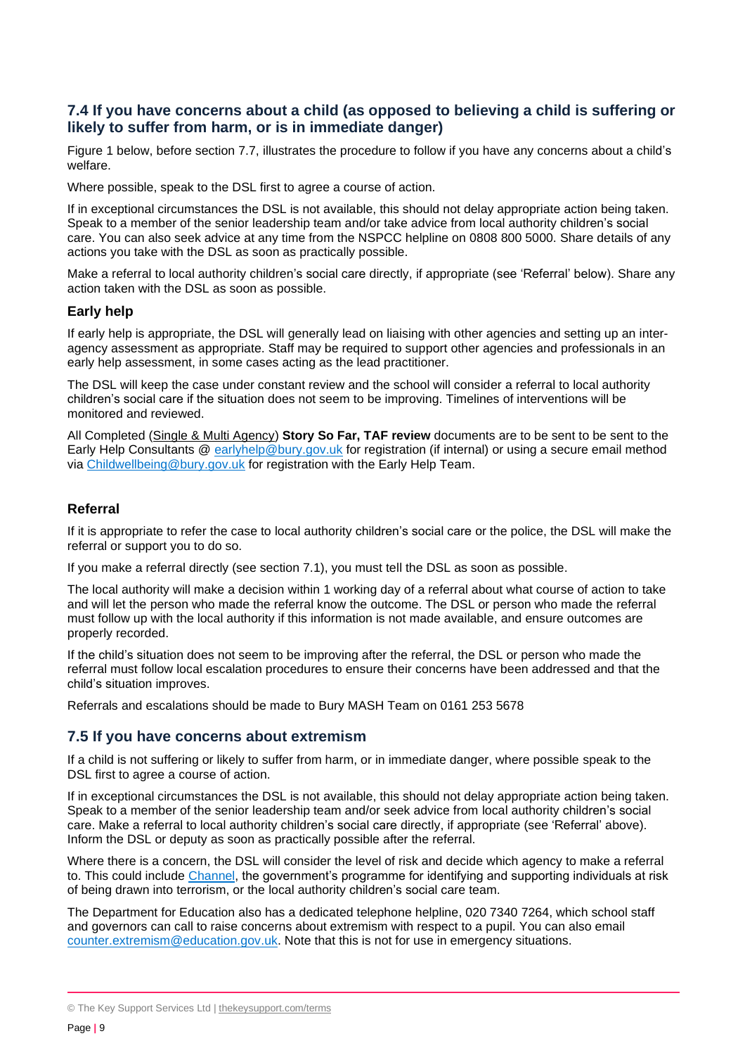### 7.4 If you have concerns about a child (as opposed to believing a child is suffering or likely to suffer from harm, or is in immediate danger)

Figure 1 below, before section 7.7, illustrates the procedure to follow if you have any concerns about a child's welfare.

Where possible, speak to the DSL first to agree a course of action.

If in exceptional circumstances the DSL is not available, this should not delay appropriate action being taken. Speak to a member of the senior leadership team and/or take advice from local authority children's social care. You can also seek advice at any time from the NSPCC helpline on 0808 800 5000. Share details of any actions you take with the DSL as soon as practically possible.

Make a referral to local authority children's social care directly, if appropriate (see 'Referral' below). Share any action taken with the DSL as soon as possible.

#### Early help

If early help is appropriate, the DSL will generally lead on liaising with other agencies and setting up an inter-agency assessment as appropriate. Staff may be required to support other agencies and professionals in an early help assessment, in some cases acting as the lead practitioner.

The DSL will keep the case under constant review and the school will consider a referral to local authority children's social care if the situation does not seem to be improving. Timelines of interventions will be monitored and reviewed.

All Completed (Single & Multi Agency) **Story So Far, TAF review** documents are to be sent to be sent to the Early Help Consultants @ [earlyhelp@bury.gov.uk](mailto:earlyhelp@bury.gov.uk) for registration (if internal) or using a secure email method via [Childwellbeing@bury.gov.uk](mailto:Childwellbeing@bury.gov.uk) for registration with the Early Help Team.

#### Referral

If it is appropriate to refer the case to local authority children's social care or the police, the DSL will make the referral or support you to do so.

If you make a referral directly (see section 7.1), you must tell the DSL as soon as possible.

The local authority will make a decision within 1 working day of a referral about what course of action to take and will let the person who made the referral know the outcome. The DSL or person who made the referral must follow up with the local authority if this information is not made available, and ensure outcomes are properly recorded.

If the child's situation does not seem to be improving after the referral, the DSL or person who made the referral must follow local escalation procedures to ensure their concerns have been addressed and that the child's situation improves.

Referrals and escalations should be made to Bury MASH Team on 0161 253 5678

### 7.5 If you have concerns about extremism

If a child is not suffering or likely to suffer from harm, or in immediate danger, where possible speak to the DSL first to agree a course of action.

If in exceptional circumstances the DSL is not available, this should not delay appropriate action being taken. Speak to a member of the senior leadership team and/or seek advice from local authority children's social care. Make a referral to local authority children's social care directly, if appropriate (see 'Referral' above). Inform the DSL or deputy as soon as practically possible after the referral.

Where there is a concern, the DSL will consider the level of risk and decide which agency to make a referral to. This could include Channel, the government's programme for identifying and supporting individuals at risk of being drawn into terrorism, or the local authority children's social care team.

The Department for Education also has a dedicated telephone helpline, 020 7340 7264, which school staff and governors can call to raise concerns about extremism with respect to a pupil. You can also email [counter.extremism@education.gov.uk](mailto:counter.extremism@education.gov.uk). Note that this is not for use in emergency situations.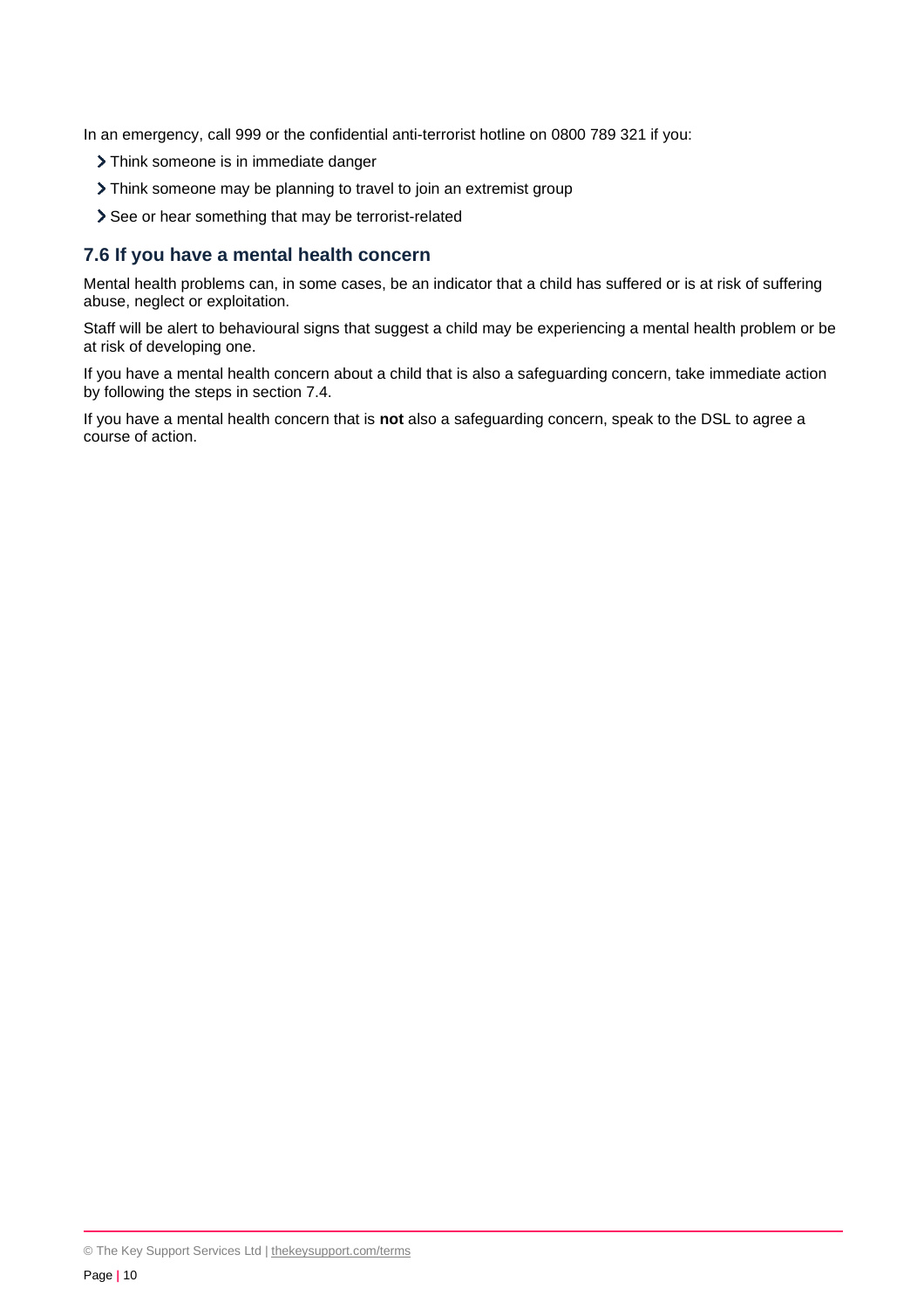In an emergency, call 999 or the confidential anti-terrorist hotline on 0800 789 321 if you:

- Think someone is in immediate danger
- Think someone may be planning to travel to join an extremist group
- See or hear something that may be terrorist-related

### 7.6 If you have a mental health concern

Mental health problems can, in some cases, be an indicator that a child has suffered or is at risk of suffering abuse, neglect or exploitation.

Staff will be alert to behavioural signs that suggest a child may be experiencing a mental health problem or be at risk of developing one.

If you have a mental health concern about a child that is also a safeguarding concern, take immediate action by following the steps in section 7.4.

If you have a mental health concern that is **not** also a safeguarding concern, speak to the DSL to agree a course of action.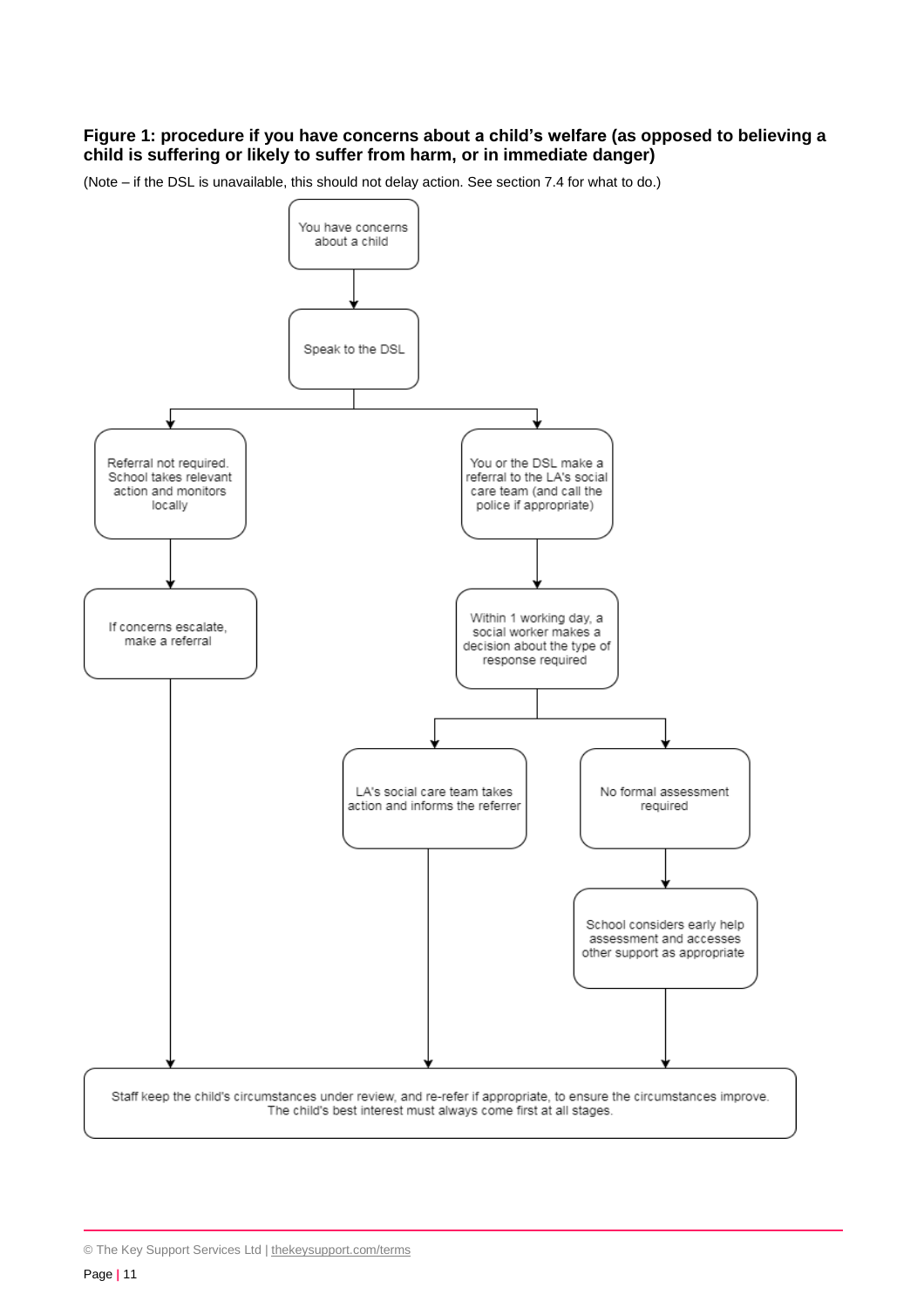**Figure 1: procedure if you have concerns about a child's welfare (as opposed to believing a child is suffering or likely to suffer from harm, or in immediate danger)**

(Note – if the DSL is unavailable, this should not delay action. See section 7.4 for what to do.)

You have concerns about a child

↓

Speak to the DSL

↓

- Referral not required. School takes relevant action and monitors locally
  - ↓ If concerns escalate, make a referral
- You or the DSL make a referral to the LA's social care team (and call the police if appropriate)
  - ↓ Within 1 working day, a social worker makes a decision about the type of response required
    - LA's social care team takes action and informs the referrer
    - No formal assessment required
      - ↓ School considers early help assessment and accesses other support as appropriate

↓

Staff keep the child's circumstances under review, and re-refer if appropriate, to ensure the circumstances improve. The child's best interest must always come first at all stages.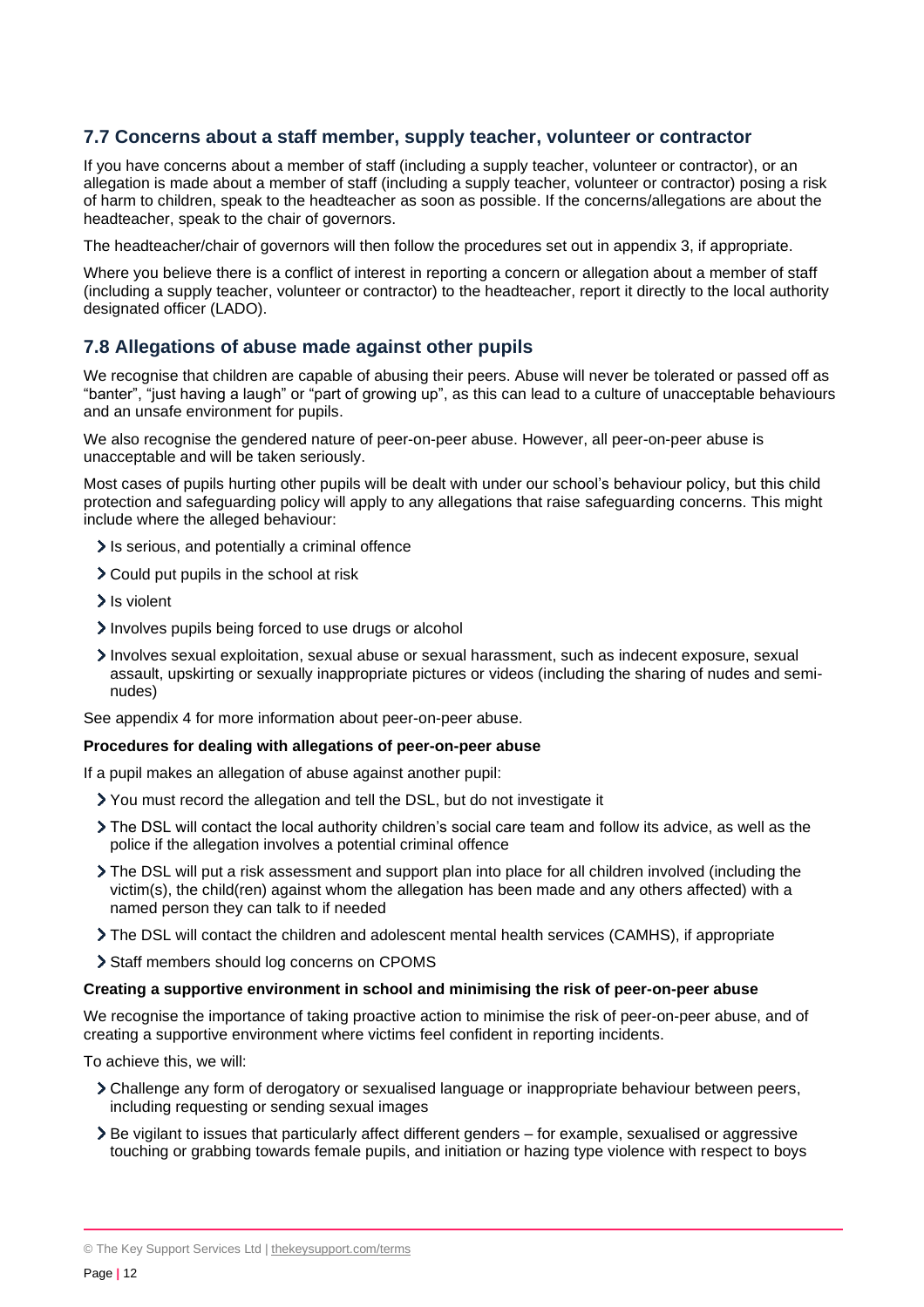### 7.7 Concerns about a staff member, supply teacher, volunteer or contractor

If you have concerns about a member of staff (including a supply teacher, volunteer or contractor), or an allegation is made about a member of staff (including a supply teacher, volunteer or contractor) posing a risk of harm to children, speak to the headteacher as soon as possible. If the concerns/allegations are about the headteacher, speak to the chair of governors.

The headteacher/chair of governors will then follow the procedures set out in appendix 3, if appropriate.

Where you believe there is a conflict of interest in reporting a concern or allegation about a member of staff (including a supply teacher, volunteer or contractor) to the headteacher, report it directly to the local authority designated officer (LADO).

### 7.8 Allegations of abuse made against other pupils

We recognise that children are capable of abusing their peers. Abuse will never be tolerated or passed off as "banter", "just having a laugh" or "part of growing up", as this can lead to a culture of unacceptable behaviours and an unsafe environment for pupils.

We also recognise the gendered nature of peer-on-peer abuse. However, all peer-on-peer abuse is unacceptable and will be taken seriously.

Most cases of pupils hurting other pupils will be dealt with under our school's behaviour policy, but this child protection and safeguarding policy will apply to any allegations that raise safeguarding concerns. This might include where the alleged behaviour:

- Is serious, and potentially a criminal offence
- Could put pupils in the school at risk
- Is violent
- Involves pupils being forced to use drugs or alcohol
- Involves sexual exploitation, sexual abuse or sexual harassment, such as indecent exposure, sexual assault, upskirting or sexually inappropriate pictures or videos (including the sharing of nudes and semi-nudes)

See appendix 4 for more information about peer-on-peer abuse.

**Procedures for dealing with allegations of peer-on-peer abuse**

If a pupil makes an allegation of abuse against another pupil:

- You must record the allegation and tell the DSL, but do not investigate it
- The DSL will contact the local authority children's social care team and follow its advice, as well as the police if the allegation involves a potential criminal offence
- The DSL will put a risk assessment and support plan into place for all children involved (including the victim(s), the child(ren) against whom the allegation has been made and any others affected) with a named person they can talk to if needed
- The DSL will contact the children and adolescent mental health services (CAMHS), if appropriate
- Staff members should log concerns on CPOMS

**Creating a supportive environment in school and minimising the risk of peer-on-peer abuse**

We recognise the importance of taking proactive action to minimise the risk of peer-on-peer abuse, and of creating a supportive environment where victims feel confident in reporting incidents.

To achieve this, we will:

- Challenge any form of derogatory or sexualised language or inappropriate behaviour between peers, including requesting or sending sexual images
- Be vigilant to issues that particularly affect different genders – for example, sexualised or aggressive touching or grabbing towards female pupils, and initiation or hazing type violence with respect to boys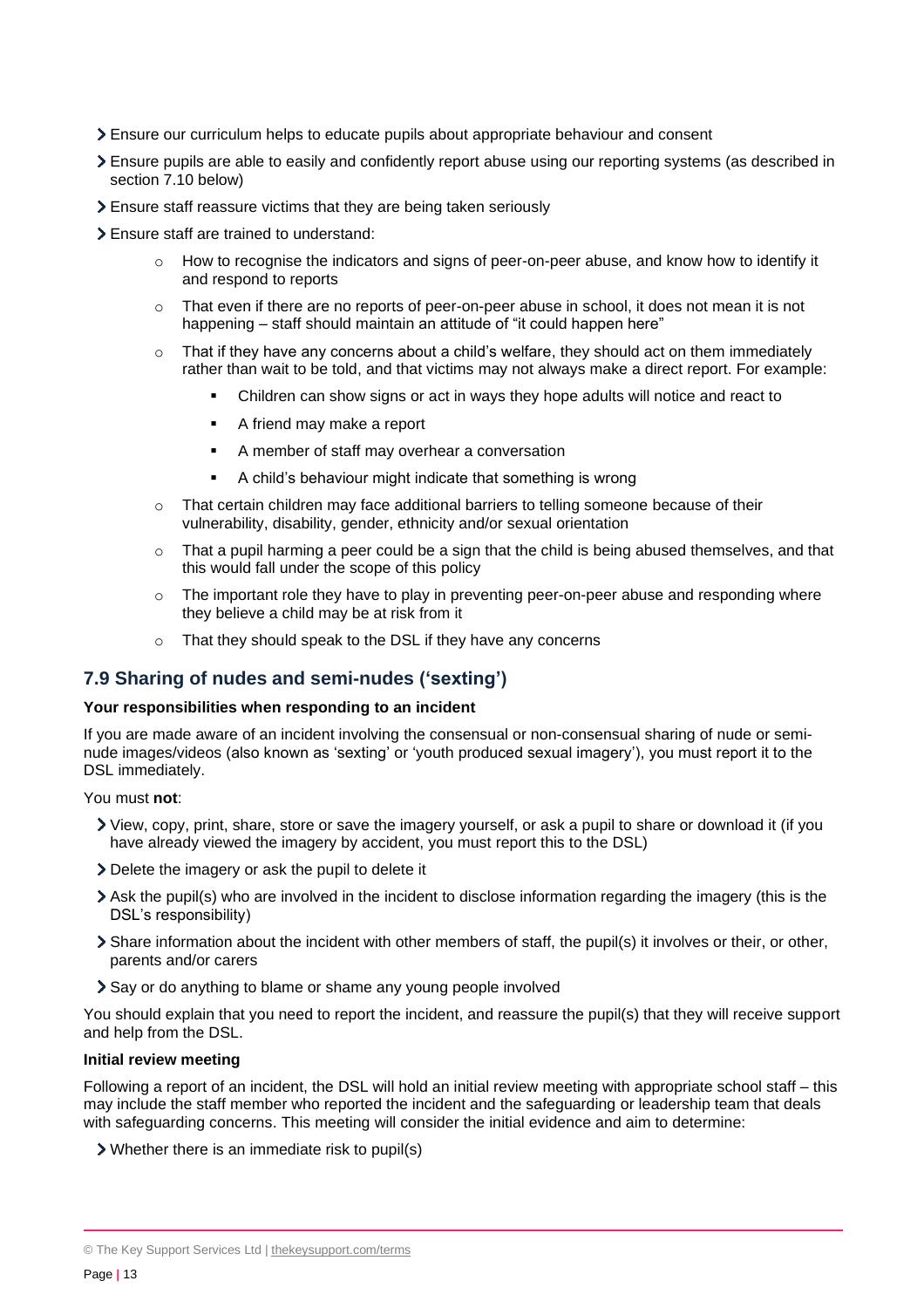- Ensure our curriculum helps to educate pupils about appropriate behaviour and consent
- Ensure pupils are able to easily and confidently report abuse using our reporting systems (as described in section 7.10 below)
- Ensure staff reassure victims that they are being taken seriously
- Ensure staff are trained to understand:
    - How to recognise the indicators and signs of peer-on-peer abuse, and know how to identify it and respond to reports
    - That even if there are no reports of peer-on-peer abuse in school, it does not mean it is not happening – staff should maintain an attitude of "it could happen here"
    - That if they have any concerns about a child's welfare, they should act on them immediately rather than wait to be told, and that victims may not always make a direct report. For example:
        - Children can show signs or act in ways they hope adults will notice and react to
        - A friend may make a report
        - A member of staff may overhear a conversation
        - A child's behaviour might indicate that something is wrong
    - That certain children may face additional barriers to telling someone because of their vulnerability, disability, gender, ethnicity and/or sexual orientation
    - That a pupil harming a peer could be a sign that the child is being abused themselves, and that this would fall under the scope of this policy
    - The important role they have to play in preventing peer-on-peer abuse and responding where they believe a child may be at risk from it
    - That they should speak to the DSL if they have any concerns

## 7.9 Sharing of nudes and semi-nudes ('sexting')

**Your responsibilities when responding to an incident**

If you are made aware of an incident involving the consensual or non-consensual sharing of nude or semi-nude images/videos (also known as 'sexting' or 'youth produced sexual imagery'), you must report it to the DSL immediately.

You must **not**:

- View, copy, print, share, store or save the imagery yourself, or ask a pupil to share or download it (if you have already viewed the imagery by accident, you must report this to the DSL)
- Delete the imagery or ask the pupil to delete it
- Ask the pupil(s) who are involved in the incident to disclose information regarding the imagery (this is the DSL's responsibility)
- Share information about the incident with other members of staff, the pupil(s) it involves or their, or other, parents and/or carers
- Say or do anything to blame or shame any young people involved

You should explain that you need to report the incident, and reassure the pupil(s) that they will receive support and help from the DSL.

**Initial review meeting**

Following a report of an incident, the DSL will hold an initial review meeting with appropriate school staff – this may include the staff member who reported the incident and the safeguarding or leadership team that deals with safeguarding concerns. This meeting will consider the initial evidence and aim to determine:

- Whether there is an immediate risk to pupil(s)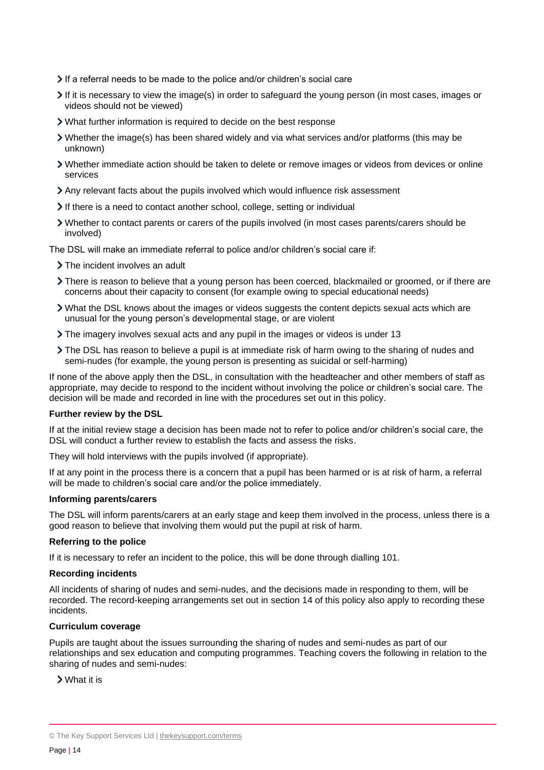- If a referral needs to be made to the police and/or children's social care
- If it is necessary to view the image(s) in order to safeguard the young person (in most cases, images or videos should not be viewed)
- What further information is required to decide on the best response
- Whether the image(s) has been shared widely and via what services and/or platforms (this may be unknown)
- Whether immediate action should be taken to delete or remove images or videos from devices or online services
- Any relevant facts about the pupils involved which would influence risk assessment
- If there is a need to contact another school, college, setting or individual
- Whether to contact parents or carers of the pupils involved (in most cases parents/carers should be involved)

The DSL will make an immediate referral to police and/or children's social care if:

- The incident involves an adult
- There is reason to believe that a young person has been coerced, blackmailed or groomed, or if there are concerns about their capacity to consent (for example owing to special educational needs)
- What the DSL knows about the images or videos suggests the content depicts sexual acts which are unusual for the young person's developmental stage, or are violent
- The imagery involves sexual acts and any pupil in the images or videos is under 13
- The DSL has reason to believe a pupil is at immediate risk of harm owing to the sharing of nudes and semi-nudes (for example, the young person is presenting as suicidal or self-harming)

If none of the above apply then the DSL, in consultation with the headteacher and other members of staff as appropriate, may decide to respond to the incident without involving the police or children's social care. The decision will be made and recorded in line with the procedures set out in this policy.

**Further review by the DSL**

If at the initial review stage a decision has been made not to refer to police and/or children's social care, the DSL will conduct a further review to establish the facts and assess the risks.

They will hold interviews with the pupils involved (if appropriate).

If at any point in the process there is a concern that a pupil has been harmed or is at risk of harm, a referral will be made to children's social care and/or the police immediately.

**Informing parents/carers**

The DSL will inform parents/carers at an early stage and keep them involved in the process, unless there is a good reason to believe that involving them would put the pupil at risk of harm.

**Referring to the police**

If it is necessary to refer an incident to the police, this will be done through dialling 101.

**Recording incidents**

All incidents of sharing of nudes and semi-nudes, and the decisions made in responding to them, will be recorded. The record-keeping arrangements set out in section 14 of this policy also apply to recording these incidents.

**Curriculum coverage**

Pupils are taught about the issues surrounding the sharing of nudes and semi-nudes as part of our relationships and sex education and computing programmes. Teaching covers the following in relation to the sharing of nudes and semi-nudes:

- What it is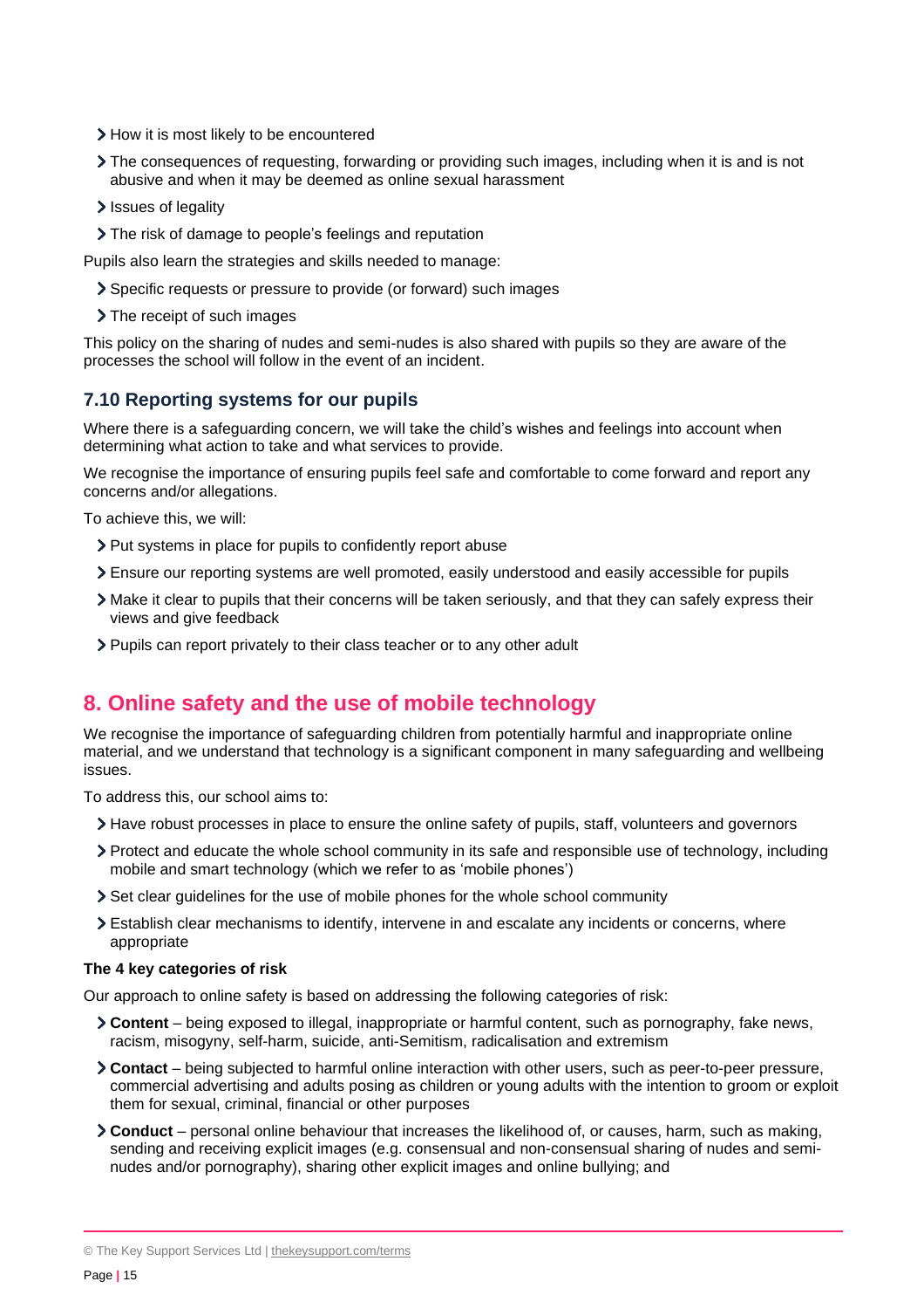- How it is most likely to be encountered
- The consequences of requesting, forwarding or providing such images, including when it is and is not abusive and when it may be deemed as online sexual harassment
- Issues of legality
- The risk of damage to people's feelings and reputation

Pupils also learn the strategies and skills needed to manage:

- Specific requests or pressure to provide (or forward) such images
- The receipt of such images

This policy on the sharing of nudes and semi-nudes is also shared with pupils so they are aware of the processes the school will follow in the event of an incident.

### 7.10 Reporting systems for our pupils

Where there is a safeguarding concern, we will take the child's wishes and feelings into account when determining what action to take and what services to provide.

We recognise the importance of ensuring pupils feel safe and comfortable to come forward and report any concerns and/or allegations.

To achieve this, we will:

- Put systems in place for pupils to confidently report abuse
- Ensure our reporting systems are well promoted, easily understood and easily accessible for pupils
- Make it clear to pupils that their concerns will be taken seriously, and that they can safely express their views and give feedback
- Pupils can report privately to their class teacher or to any other adult

## 8. Online safety and the use of mobile technology

We recognise the importance of safeguarding children from potentially harmful and inappropriate online material, and we understand that technology is a significant component in many safeguarding and wellbeing issues.

To address this, our school aims to:

- Have robust processes in place to ensure the online safety of pupils, staff, volunteers and governors
- Protect and educate the whole school community in its safe and responsible use of technology, including mobile and smart technology (which we refer to as 'mobile phones')
- Set clear guidelines for the use of mobile phones for the whole school community
- Establish clear mechanisms to identify, intervene in and escalate any incidents or concerns, where appropriate

**The 4 key categories of risk**

Our approach to online safety is based on addressing the following categories of risk:

- **Content** – being exposed to illegal, inappropriate or harmful content, such as pornography, fake news, racism, misogyny, self-harm, suicide, anti-Semitism, radicalisation and extremism
- **Contact** – being subjected to harmful online interaction with other users, such as peer-to-peer pressure, commercial advertising and adults posing as children or young adults with the intention to groom or exploit them for sexual, criminal, financial or other purposes
- **Conduct** – personal online behaviour that increases the likelihood of, or causes, harm, such as making, sending and receiving explicit images (e.g. consensual and non-consensual sharing of nudes and semi-nudes and/or pornography), sharing other explicit images and online bullying; and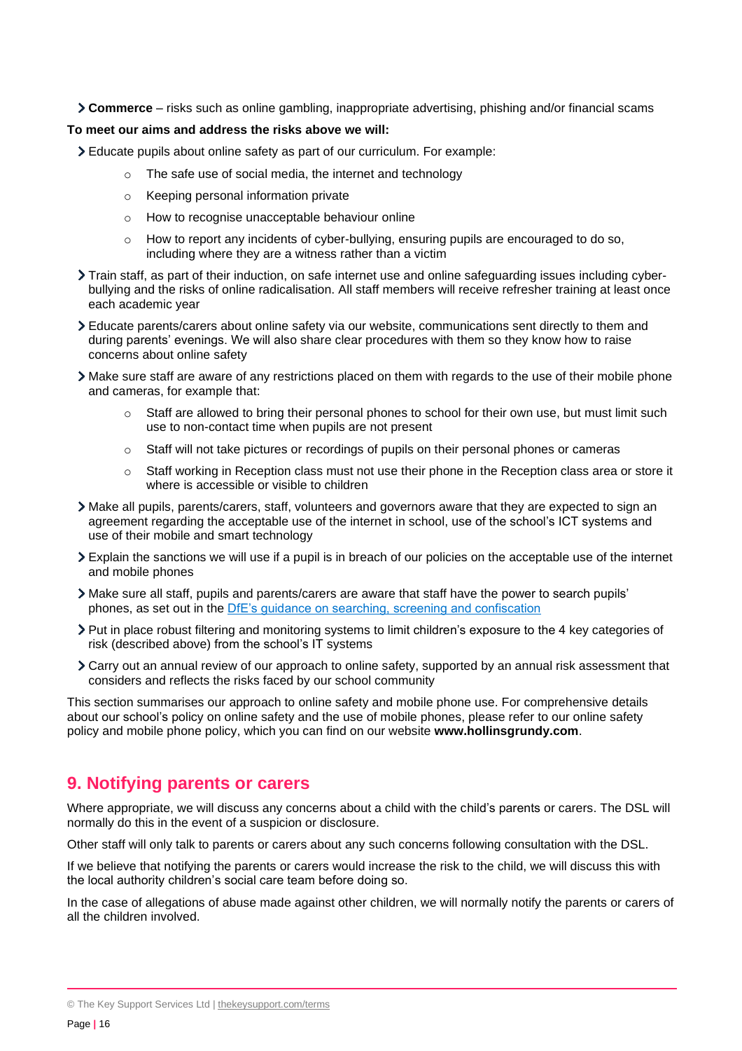- **Commerce** – risks such as online gambling, inappropriate advertising, phishing and/or financial scams

**To meet our aims and address the risks above we will:**

- Educate pupils about online safety as part of our curriculum. For example:
  - The safe use of social media, the internet and technology
  - Keeping personal information private
  - How to recognise unacceptable behaviour online
  - How to report any incidents of cyber-bullying, ensuring pupils are encouraged to do so, including where they are a witness rather than a victim
- Train staff, as part of their induction, on safe internet use and online safeguarding issues including cyber-bullying and the risks of online radicalisation. All staff members will receive refresher training at least once each academic year
- Educate parents/carers about online safety via our website, communications sent directly to them and during parents' evenings. We will also share clear procedures with them so they know how to raise concerns about online safety
- Make sure staff are aware of any restrictions placed on them with regards to the use of their mobile phone and cameras, for example that:
  - Staff are allowed to bring their personal phones to school for their own use, but must limit such use to non-contact time when pupils are not present
  - Staff will not take pictures or recordings of pupils on their personal phones or cameras
  - Staff working in Reception class must not use their phone in the Reception class area or store it where is accessible or visible to children
- Make all pupils, parents/carers, staff, volunteers and governors aware that they are expected to sign an agreement regarding the acceptable use of the internet in school, use of the school's ICT systems and use of their mobile and smart technology
- Explain the sanctions we will use if a pupil is in breach of our policies on the acceptable use of the internet and mobile phones
- Make sure all staff, pupils and parents/carers are aware that staff have the power to search pupils' phones, as set out in the DfE's guidance on searching, screening and confiscation
- Put in place robust filtering and monitoring systems to limit children's exposure to the 4 key categories of risk (described above) from the school's IT systems
- Carry out an annual review of our approach to online safety, supported by an annual risk assessment that considers and reflects the risks faced by our school community

This section summarises our approach to online safety and mobile phone use. For comprehensive details about our school's policy on online safety and the use of mobile phones, please refer to our online safety policy and mobile phone policy, which you can find on our website **www.hollinsgrundy.com**.

## 9. Notifying parents or carers

Where appropriate, we will discuss any concerns about a child with the child's parents or carers. The DSL will normally do this in the event of a suspicion or disclosure.

Other staff will only talk to parents or carers about any such concerns following consultation with the DSL.

If we believe that notifying the parents or carers would increase the risk to the child, we will discuss this with the local authority children's social care team before doing so.

In the case of allegations of abuse made against other children, we will normally notify the parents or carers of all the children involved.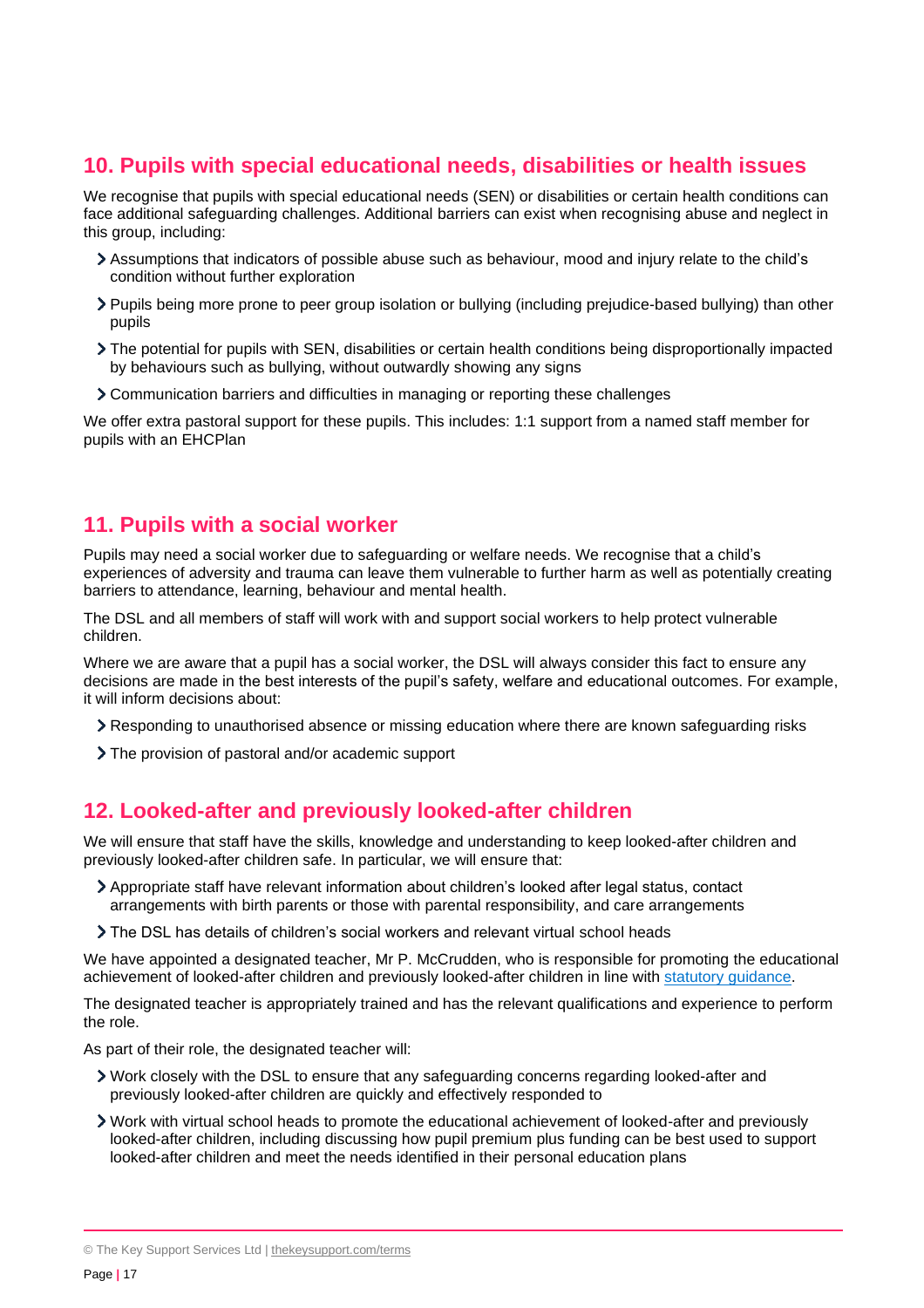## 10. Pupils with special educational needs, disabilities or health issues

We recognise that pupils with special educational needs (SEN) or disabilities or certain health conditions can face additional safeguarding challenges. Additional barriers can exist when recognising abuse and neglect in this group, including:

- Assumptions that indicators of possible abuse such as behaviour, mood and injury relate to the child's condition without further exploration
- Pupils being more prone to peer group isolation or bullying (including prejudice-based bullying) than other pupils
- The potential for pupils with SEN, disabilities or certain health conditions being disproportionally impacted by behaviours such as bullying, without outwardly showing any signs
- Communication barriers and difficulties in managing or reporting these challenges

We offer extra pastoral support for these pupils. This includes: 1:1 support from a named staff member for pupils with an EHCPlan

## 11. Pupils with a social worker

Pupils may need a social worker due to safeguarding or welfare needs. We recognise that a child's experiences of adversity and trauma can leave them vulnerable to further harm as well as potentially creating barriers to attendance, learning, behaviour and mental health.

The DSL and all members of staff will work with and support social workers to help protect vulnerable children.

Where we are aware that a pupil has a social worker, the DSL will always consider this fact to ensure any decisions are made in the best interests of the pupil's safety, welfare and educational outcomes. For example, it will inform decisions about:

- Responding to unauthorised absence or missing education where there are known safeguarding risks
- The provision of pastoral and/or academic support

## 12. Looked-after and previously looked-after children

We will ensure that staff have the skills, knowledge and understanding to keep looked-after children and previously looked-after children safe. In particular, we will ensure that:

- Appropriate staff have relevant information about children's looked after legal status, contact arrangements with birth parents or those with parental responsibility, and care arrangements
- The DSL has details of children's social workers and relevant virtual school heads

We have appointed a designated teacher, Mr P. McCrudden, who is responsible for promoting the educational achievement of looked-after children and previously looked-after children in line with statutory guidance.

The designated teacher is appropriately trained and has the relevant qualifications and experience to perform the role.

As part of their role, the designated teacher will:

- Work closely with the DSL to ensure that any safeguarding concerns regarding looked-after and previously looked-after children are quickly and effectively responded to
- Work with virtual school heads to promote the educational achievement of looked-after and previously looked-after children, including discussing how pupil premium plus funding can be best used to support looked-after children and meet the needs identified in their personal education plans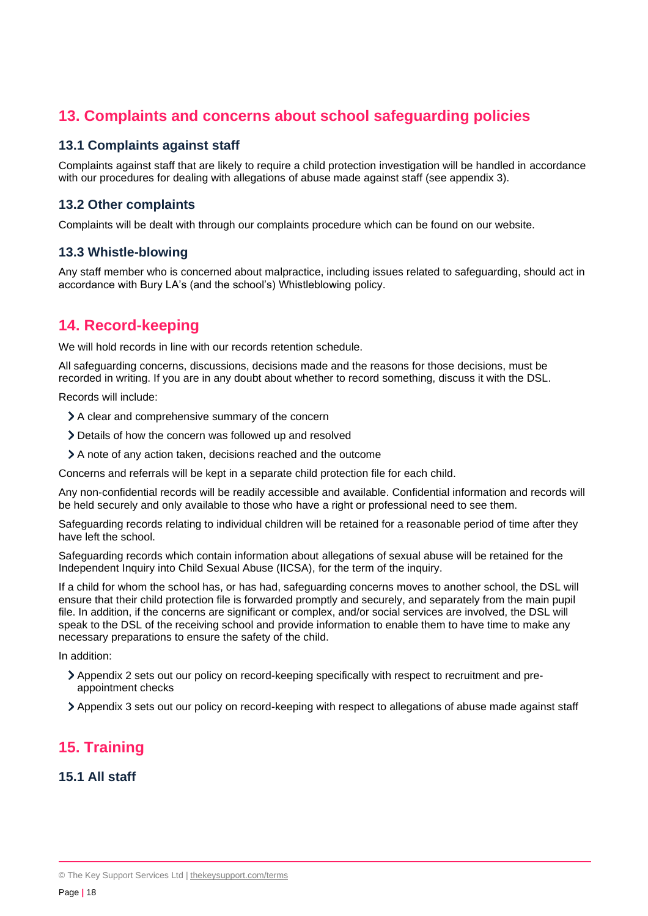## 13. Complaints and concerns about school safeguarding policies

### 13.1 Complaints against staff

Complaints against staff that are likely to require a child protection investigation will be handled in accordance with our procedures for dealing with allegations of abuse made against staff (see appendix 3).

### 13.2 Other complaints

Complaints will be dealt with through our complaints procedure which can be found on our website.

### 13.3 Whistle-blowing

Any staff member who is concerned about malpractice, including issues related to safeguarding, should act in accordance with Bury LA's (and the school's) Whistleblowing policy.

## 14. Record-keeping

We will hold records in line with our records retention schedule.

All safeguarding concerns, discussions, decisions made and the reasons for those decisions, must be recorded in writing. If you are in any doubt about whether to record something, discuss it with the DSL.

Records will include:

- A clear and comprehensive summary of the concern
- Details of how the concern was followed up and resolved
- A note of any action taken, decisions reached and the outcome

Concerns and referrals will be kept in a separate child protection file for each child.

Any non-confidential records will be readily accessible and available. Confidential information and records will be held securely and only available to those who have a right or professional need to see them.

Safeguarding records relating to individual children will be retained for a reasonable period of time after they have left the school.

Safeguarding records which contain information about allegations of sexual abuse will be retained for the Independent Inquiry into Child Sexual Abuse (IICSA), for the term of the inquiry.

If a child for whom the school has, or has had, safeguarding concerns moves to another school, the DSL will ensure that their child protection file is forwarded promptly and securely, and separately from the main pupil file. In addition, if the concerns are significant or complex, and/or social services are involved, the DSL will speak to the DSL of the receiving school and provide information to enable them to have time to make any necessary preparations to ensure the safety of the child.

In addition:

- Appendix 2 sets out our policy on record-keeping specifically with respect to recruitment and pre-appointment checks
- Appendix 3 sets out our policy on record-keeping with respect to allegations of abuse made against staff

## 15. Training

### 15.1 All staff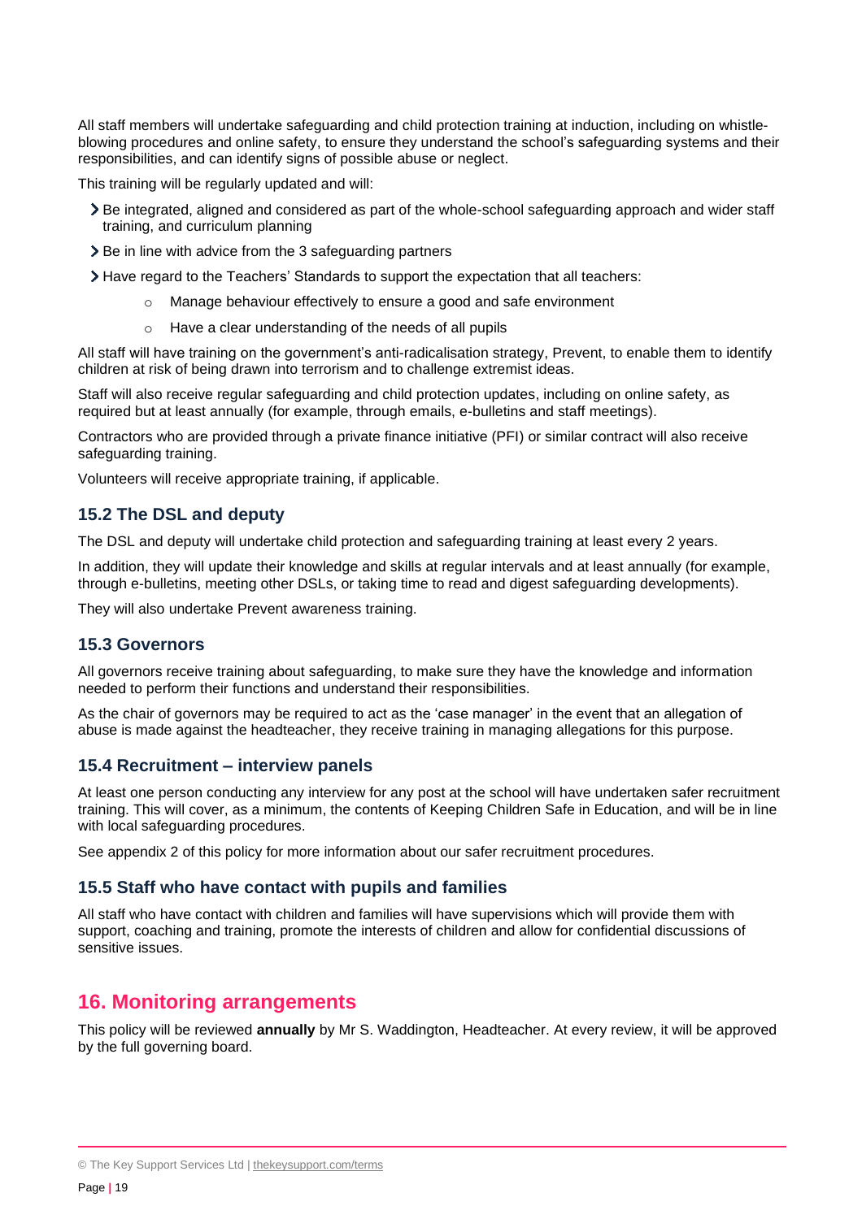All staff members will undertake safeguarding and child protection training at induction, including on whistle-blowing procedures and online safety, to ensure they understand the school's safeguarding systems and their responsibilities, and can identify signs of possible abuse or neglect.

This training will be regularly updated and will:

- Be integrated, aligned and considered as part of the whole-school safeguarding approach and wider staff training, and curriculum planning
- Be in line with advice from the 3 safeguarding partners
- Have regard to the Teachers' Standards to support the expectation that all teachers:
    - Manage behaviour effectively to ensure a good and safe environment
    - Have a clear understanding of the needs of all pupils

All staff will have training on the government's anti-radicalisation strategy, Prevent, to enable them to identify children at risk of being drawn into terrorism and to challenge extremist ideas.

Staff will also receive regular safeguarding and child protection updates, including on online safety, as required but at least annually (for example, through emails, e-bulletins and staff meetings).

Contractors who are provided through a private finance initiative (PFI) or similar contract will also receive safeguarding training.

Volunteers will receive appropriate training, if applicable.

### 15.2 The DSL and deputy

The DSL and deputy will undertake child protection and safeguarding training at least every 2 years.

In addition, they will update their knowledge and skills at regular intervals and at least annually (for example, through e-bulletins, meeting other DSLs, or taking time to read and digest safeguarding developments).

They will also undertake Prevent awareness training.

### 15.3 Governors

All governors receive training about safeguarding, to make sure they have the knowledge and information needed to perform their functions and understand their responsibilities.

As the chair of governors may be required to act as the 'case manager' in the event that an allegation of abuse is made against the headteacher, they receive training in managing allegations for this purpose.

### 15.4 Recruitment – interview panels

At least one person conducting any interview for any post at the school will have undertaken safer recruitment training. This will cover, as a minimum, the contents of Keeping Children Safe in Education, and will be in line with local safeguarding procedures.

See appendix 2 of this policy for more information about our safer recruitment procedures.

### 15.5 Staff who have contact with pupils and families

All staff who have contact with children and families will have supervisions which will provide them with support, coaching and training, promote the interests of children and allow for confidential discussions of sensitive issues.

## 16. Monitoring arrangements

This policy will be reviewed **annually** by Mr S. Waddington, Headteacher. At every review, it will be approved by the full governing board.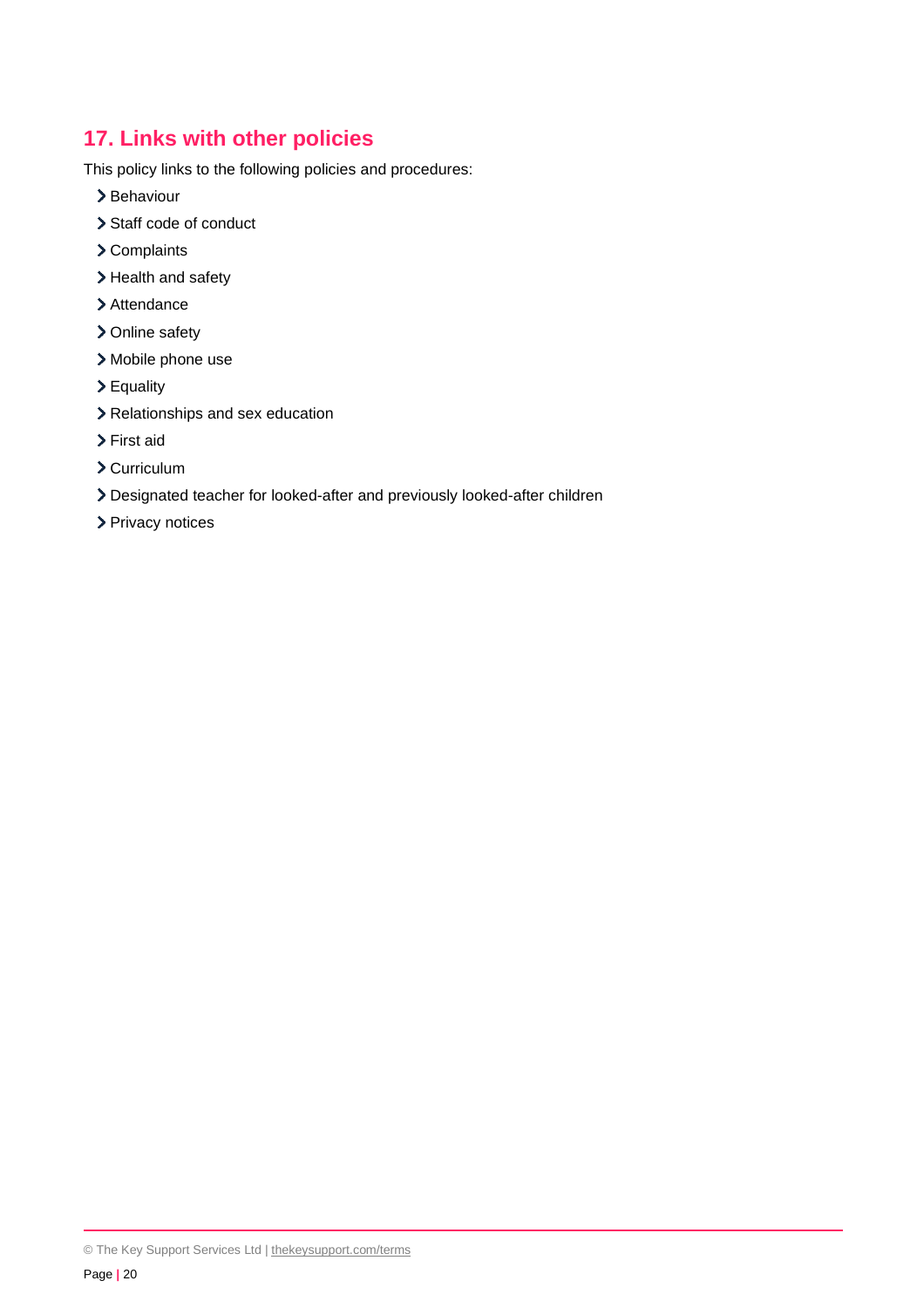## 17. Links with other policies

This policy links to the following policies and procedures:

- Behaviour
- Staff code of conduct
- Complaints
- Health and safety
- Attendance
- Online safety
- Mobile phone use
- Equality
- Relationships and sex education
- First aid
- Curriculum
- Designated teacher for looked-after and previously looked-after children
- Privacy notices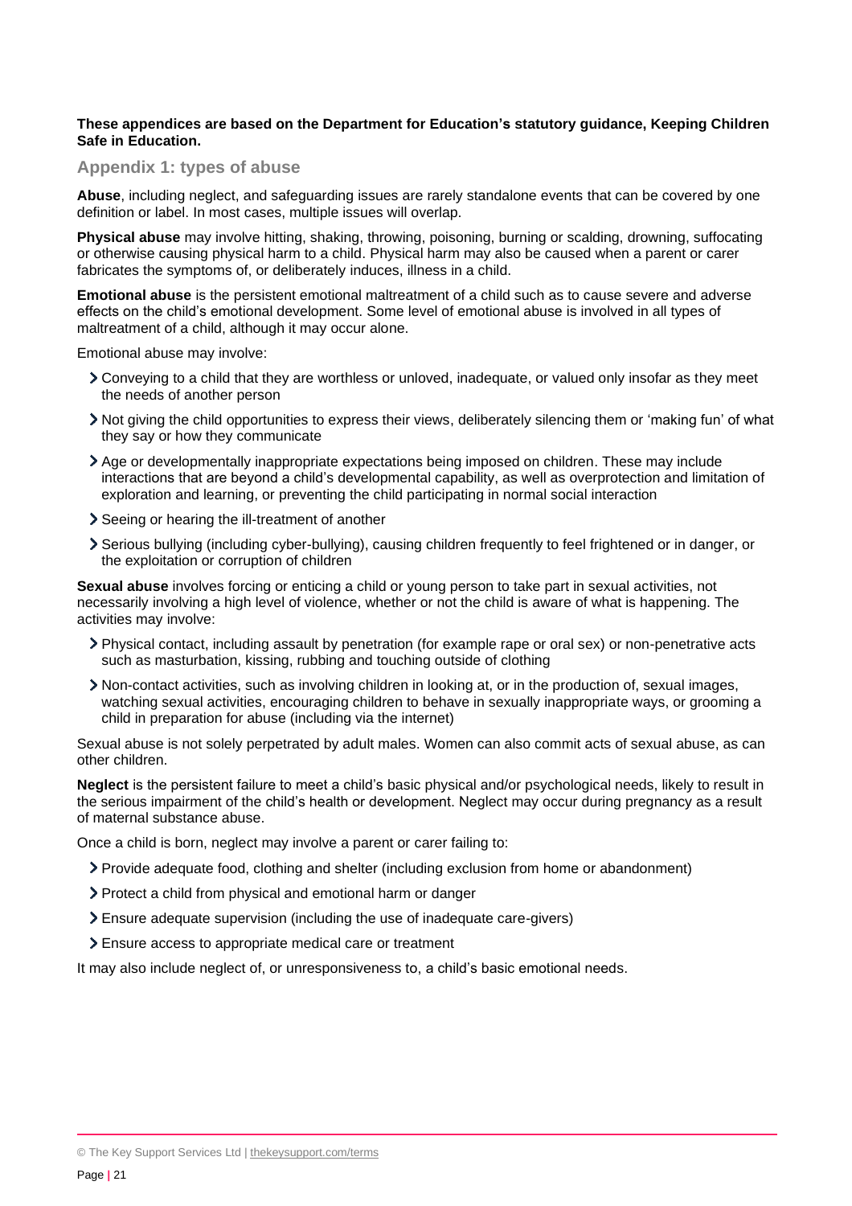**These appendices are based on the Department for Education's statutory guidance, Keeping Children Safe in Education.**

## Appendix 1: types of abuse

**Abuse**, including neglect, and safeguarding issues are rarely standalone events that can be covered by one definition or label. In most cases, multiple issues will overlap.

**Physical abuse** may involve hitting, shaking, throwing, poisoning, burning or scalding, drowning, suffocating or otherwise causing physical harm to a child. Physical harm may also be caused when a parent or carer fabricates the symptoms of, or deliberately induces, illness in a child.

**Emotional abuse** is the persistent emotional maltreatment of a child such as to cause severe and adverse effects on the child's emotional development. Some level of emotional abuse is involved in all types of maltreatment of a child, although it may occur alone.

Emotional abuse may involve:

- Conveying to a child that they are worthless or unloved, inadequate, or valued only insofar as they meet the needs of another person
- Not giving the child opportunities to express their views, deliberately silencing them or 'making fun' of what they say or how they communicate
- Age or developmentally inappropriate expectations being imposed on children. These may include interactions that are beyond a child's developmental capability, as well as overprotection and limitation of exploration and learning, or preventing the child participating in normal social interaction
- Seeing or hearing the ill-treatment of another
- Serious bullying (including cyber-bullying), causing children frequently to feel frightened or in danger, or the exploitation or corruption of children

**Sexual abuse** involves forcing or enticing a child or young person to take part in sexual activities, not necessarily involving a high level of violence, whether or not the child is aware of what is happening. The activities may involve:

- Physical contact, including assault by penetration (for example rape or oral sex) or non-penetrative acts such as masturbation, kissing, rubbing and touching outside of clothing
- Non-contact activities, such as involving children in looking at, or in the production of, sexual images, watching sexual activities, encouraging children to behave in sexually inappropriate ways, or grooming a child in preparation for abuse (including via the internet)

Sexual abuse is not solely perpetrated by adult males. Women can also commit acts of sexual abuse, as can other children.

**Neglect** is the persistent failure to meet a child's basic physical and/or psychological needs, likely to result in the serious impairment of the child's health or development. Neglect may occur during pregnancy as a result of maternal substance abuse.

Once a child is born, neglect may involve a parent or carer failing to:

- Provide adequate food, clothing and shelter (including exclusion from home or abandonment)
- Protect a child from physical and emotional harm or danger
- Ensure adequate supervision (including the use of inadequate care-givers)
- Ensure access to appropriate medical care or treatment

It may also include neglect of, or unresponsiveness to, a child's basic emotional needs.

© The Key Support Services Ltd | thekeysupport.com/terms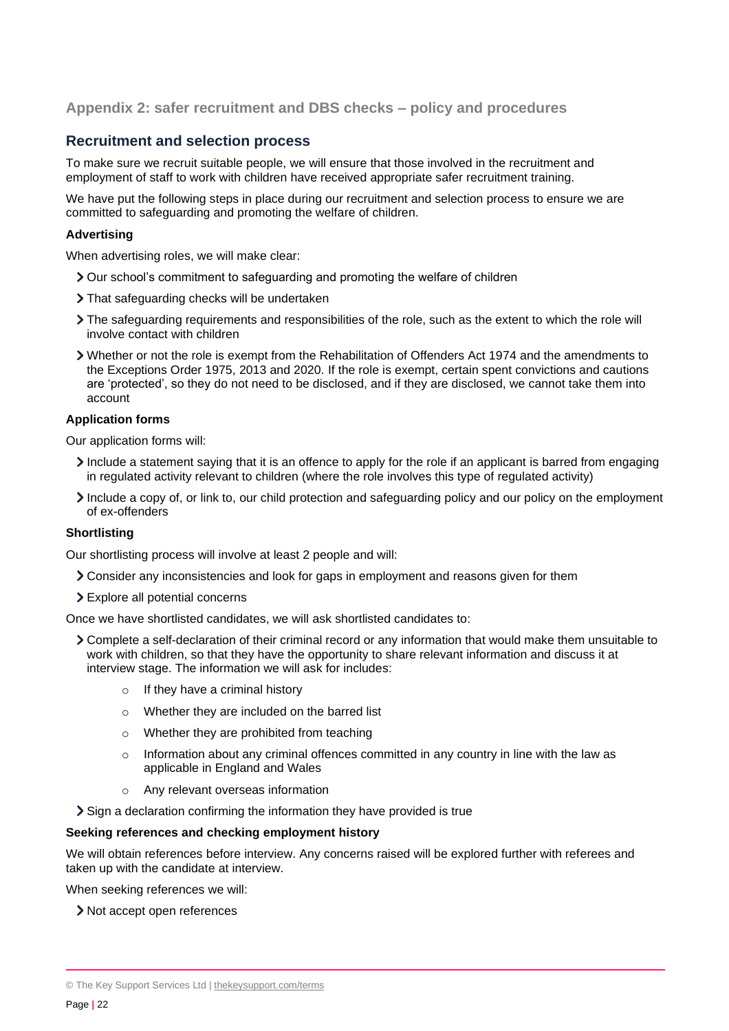## Appendix 2: safer recruitment and DBS checks – policy and procedures

### Recruitment and selection process

To make sure we recruit suitable people, we will ensure that those involved in the recruitment and employment of staff to work with children have received appropriate safer recruitment training.

We have put the following steps in place during our recruitment and selection process to ensure we are committed to safeguarding and promoting the welfare of children.

**Advertising**

When advertising roles, we will make clear:

- Our school's commitment to safeguarding and promoting the welfare of children
- That safeguarding checks will be undertaken
- The safeguarding requirements and responsibilities of the role, such as the extent to which the role will involve contact with children
- Whether or not the role is exempt from the Rehabilitation of Offenders Act 1974 and the amendments to the Exceptions Order 1975, 2013 and 2020. If the role is exempt, certain spent convictions and cautions are 'protected', so they do not need to be disclosed, and if they are disclosed, we cannot take them into account

**Application forms**

Our application forms will:

- Include a statement saying that it is an offence to apply for the role if an applicant is barred from engaging in regulated activity relevant to children (where the role involves this type of regulated activity)
- Include a copy of, or link to, our child protection and safeguarding policy and our policy on the employment of ex-offenders

**Shortlisting**

Our shortlisting process will involve at least 2 people and will:

- Consider any inconsistencies and look for gaps in employment and reasons given for them
- Explore all potential concerns

Once we have shortlisted candidates, we will ask shortlisted candidates to:

- Complete a self-declaration of their criminal record or any information that would make them unsuitable to work with children, so that they have the opportunity to share relevant information and discuss it at interview stage. The information we will ask for includes:
  - If they have a criminal history
  - Whether they are included on the barred list
  - Whether they are prohibited from teaching
  - Information about any criminal offences committed in any country in line with the law as applicable in England and Wales
  - Any relevant overseas information
- Sign a declaration confirming the information they have provided is true

**Seeking references and checking employment history**

We will obtain references before interview. Any concerns raised will be explored further with referees and taken up with the candidate at interview.

When seeking references we will:

- Not accept open references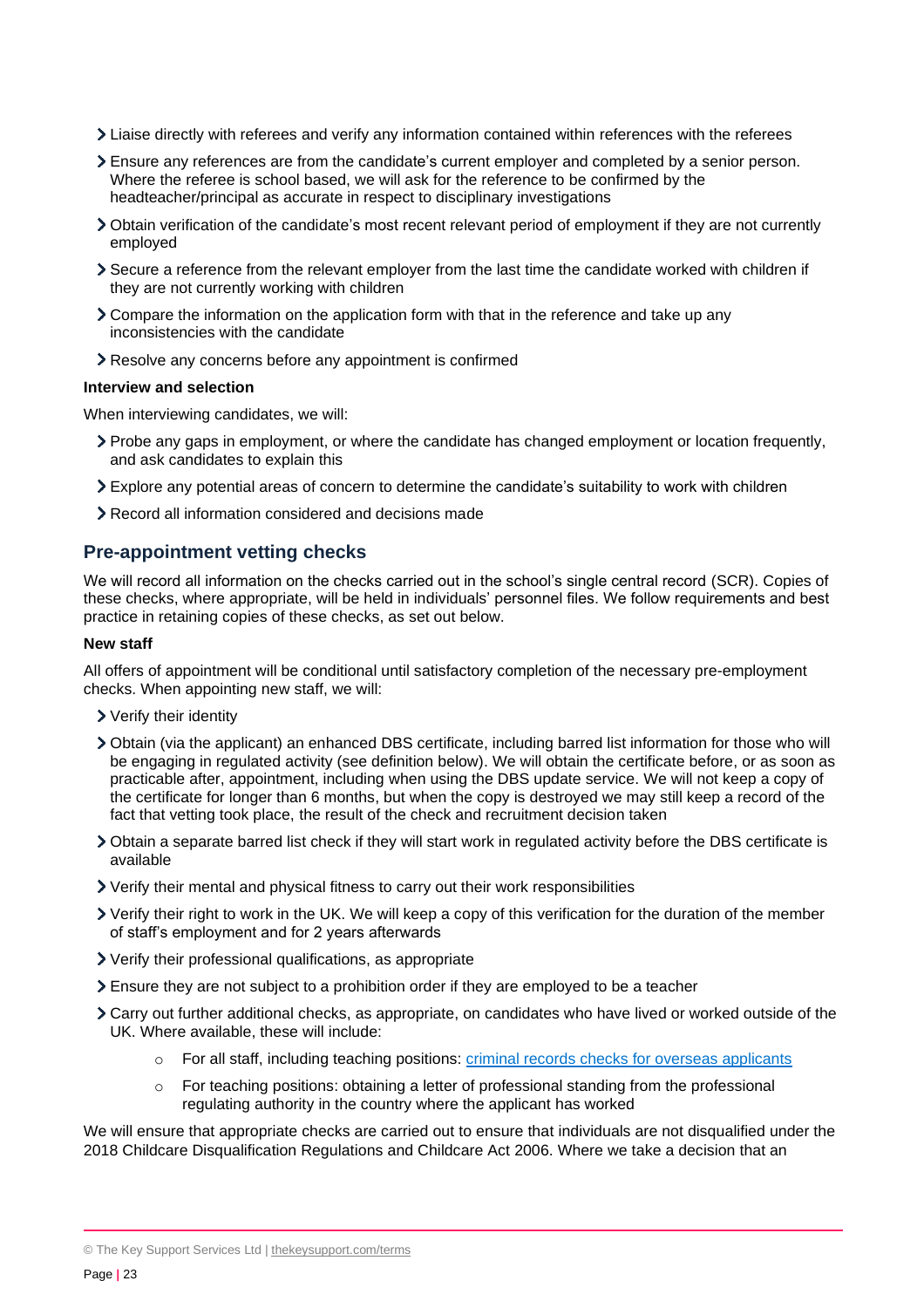- Liaise directly with referees and verify any information contained within references with the referees
- Ensure any references are from the candidate's current employer and completed by a senior person. Where the referee is school based, we will ask for the reference to be confirmed by the headteacher/principal as accurate in respect to disciplinary investigations
- Obtain verification of the candidate's most recent relevant period of employment if they are not currently employed
- Secure a reference from the relevant employer from the last time the candidate worked with children if they are not currently working with children
- Compare the information on the application form with that in the reference and take up any inconsistencies with the candidate
- Resolve any concerns before any appointment is confirmed

**Interview and selection**

When interviewing candidates, we will:

- Probe any gaps in employment, or where the candidate has changed employment or location frequently, and ask candidates to explain this
- Explore any potential areas of concern to determine the candidate's suitability to work with children
- Record all information considered and decisions made

## Pre-appointment vetting checks

We will record all information on the checks carried out in the school's single central record (SCR). Copies of these checks, where appropriate, will be held in individuals' personnel files. We follow requirements and best practice in retaining copies of these checks, as set out below.

**New staff**

All offers of appointment will be conditional until satisfactory completion of the necessary pre-employment checks. When appointing new staff, we will:

- Verify their identity
- Obtain (via the applicant) an enhanced DBS certificate, including barred list information for those who will be engaging in regulated activity (see definition below). We will obtain the certificate before, or as soon as practicable after, appointment, including when using the DBS update service. We will not keep a copy of the certificate for longer than 6 months, but when the copy is destroyed we may still keep a record of the fact that vetting took place, the result of the check and recruitment decision taken
- Obtain a separate barred list check if they will start work in regulated activity before the DBS certificate is available
- Verify their mental and physical fitness to carry out their work responsibilities
- Verify their right to work in the UK. We will keep a copy of this verification for the duration of the member of staff's employment and for 2 years afterwards
- Verify their professional qualifications, as appropriate
- Ensure they are not subject to a prohibition order if they are employed to be a teacher
- Carry out further additional checks, as appropriate, on candidates who have lived or worked outside of the UK. Where available, these will include:
    - For all staff, including teaching positions: [criminal records checks for overseas applicants]
    - For teaching positions: obtaining a letter of professional standing from the professional regulating authority in the country where the applicant has worked

We will ensure that appropriate checks are carried out to ensure that individuals are not disqualified under the 2018 Childcare Disqualification Regulations and Childcare Act 2006. Where we take a decision that an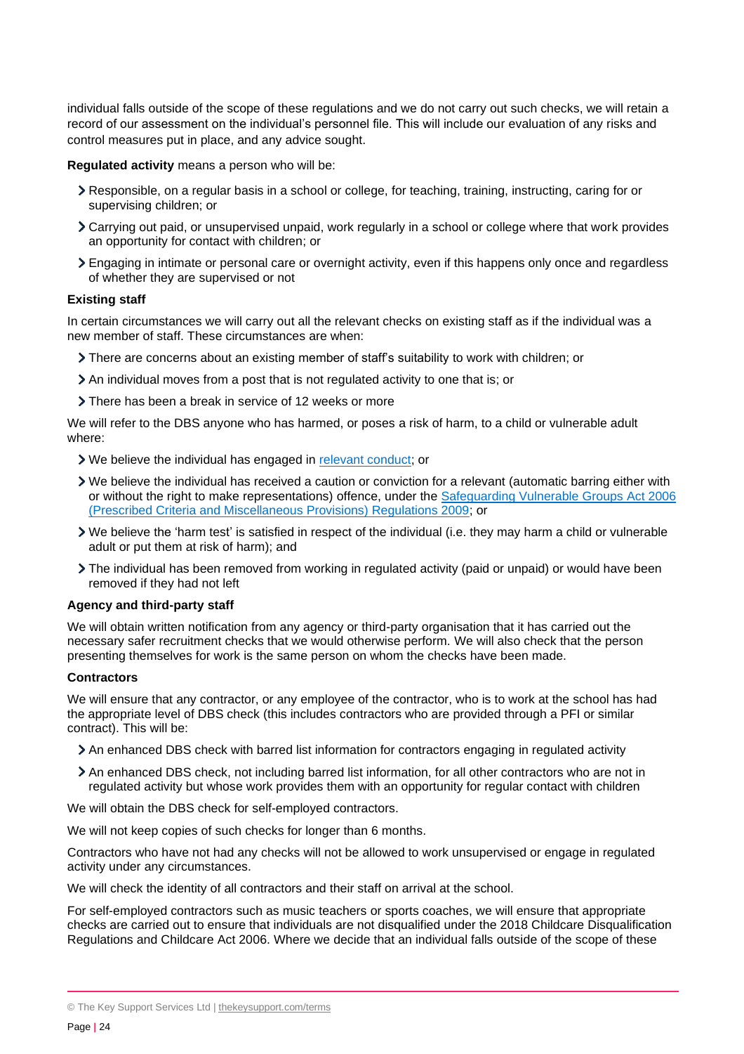individual falls outside of the scope of these regulations and we do not carry out such checks, we will retain a record of our assessment on the individual's personnel file. This will include our evaluation of any risks and control measures put in place, and any advice sought.

**Regulated activity** means a person who will be:

- Responsible, on a regular basis in a school or college, for teaching, training, instructing, caring for or supervising children; or
- Carrying out paid, or unsupervised unpaid, work regularly in a school or college where that work provides an opportunity for contact with children; or
- Engaging in intimate or personal care or overnight activity, even if this happens only once and regardless of whether they are supervised or not

**Existing staff**

In certain circumstances we will carry out all the relevant checks on existing staff as if the individual was a new member of staff. These circumstances are when:

- There are concerns about an existing member of staff's suitability to work with children; or
- An individual moves from a post that is not regulated activity to one that is; or
- There has been a break in service of 12 weeks or more

We will refer to the DBS anyone who has harmed, or poses a risk of harm, to a child or vulnerable adult where:

- We believe the individual has engaged in [relevant conduct]; or
- We believe the individual has received a caution or conviction for a relevant (automatic barring either with or without the right to make representations) offence, under the [Safeguarding Vulnerable Groups Act 2006 (Prescribed Criteria and Miscellaneous Provisions) Regulations 2009]; or
- We believe the 'harm test' is satisfied in respect of the individual (i.e. they may harm a child or vulnerable adult or put them at risk of harm); and
- The individual has been removed from working in regulated activity (paid or unpaid) or would have been removed if they had not left

**Agency and third-party staff**

We will obtain written notification from any agency or third-party organisation that it has carried out the necessary safer recruitment checks that we would otherwise perform. We will also check that the person presenting themselves for work is the same person on whom the checks have been made.

**Contractors**

We will ensure that any contractor, or any employee of the contractor, who is to work at the school has had the appropriate level of DBS check (this includes contractors who are provided through a PFI or similar contract). This will be:

- An enhanced DBS check with barred list information for contractors engaging in regulated activity
- An enhanced DBS check, not including barred list information, for all other contractors who are not in regulated activity but whose work provides them with an opportunity for regular contact with children

We will obtain the DBS check for self-employed contractors.

We will not keep copies of such checks for longer than 6 months.

Contractors who have not had any checks will not be allowed to work unsupervised or engage in regulated activity under any circumstances.

We will check the identity of all contractors and their staff on arrival at the school.

For self-employed contractors such as music teachers or sports coaches, we will ensure that appropriate checks are carried out to ensure that individuals are not disqualified under the 2018 Childcare Disqualification Regulations and Childcare Act 2006. Where we decide that an individual falls outside of the scope of these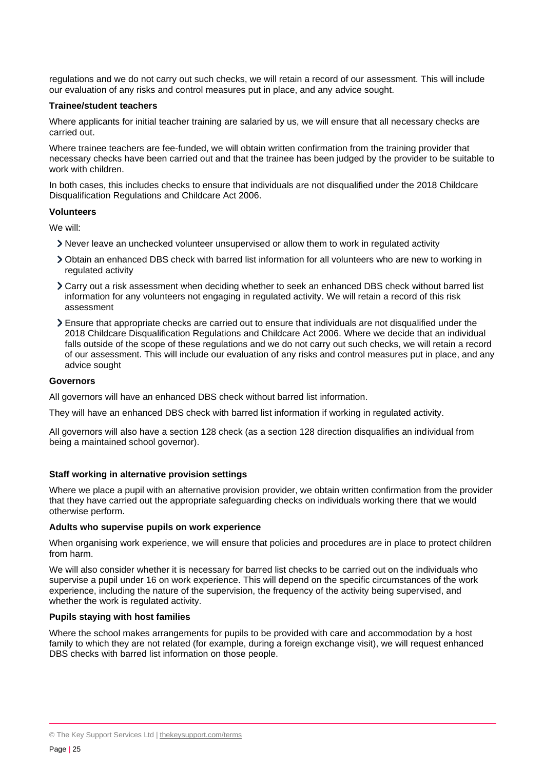regulations and we do not carry out such checks, we will retain a record of our assessment. This will include our evaluation of any risks and control measures put in place, and any advice sought.

**Trainee/student teachers**

Where applicants for initial teacher training are salaried by us, we will ensure that all necessary checks are carried out.

Where trainee teachers are fee-funded, we will obtain written confirmation from the training provider that necessary checks have been carried out and that the trainee has been judged by the provider to be suitable to work with children.

In both cases, this includes checks to ensure that individuals are not disqualified under the 2018 Childcare Disqualification Regulations and Childcare Act 2006.

**Volunteers**

We will:

- Never leave an unchecked volunteer unsupervised or allow them to work in regulated activity
- Obtain an enhanced DBS check with barred list information for all volunteers who are new to working in regulated activity
- Carry out a risk assessment when deciding whether to seek an enhanced DBS check without barred list information for any volunteers not engaging in regulated activity. We will retain a record of this risk assessment
- Ensure that appropriate checks are carried out to ensure that individuals are not disqualified under the 2018 Childcare Disqualification Regulations and Childcare Act 2006. Where we decide that an individual falls outside of the scope of these regulations and we do not carry out such checks, we will retain a record of our assessment. This will include our evaluation of any risks and control measures put in place, and any advice sought

**Governors**

All governors will have an enhanced DBS check without barred list information.

They will have an enhanced DBS check with barred list information if working in regulated activity.

All governors will also have a section 128 check (as a section 128 direction disqualifies an individual from being a maintained school governor).

**Staff working in alternative provision settings**

Where we place a pupil with an alternative provision provider, we obtain written confirmation from the provider that they have carried out the appropriate safeguarding checks on individuals working there that we would otherwise perform.

**Adults who supervise pupils on work experience**

When organising work experience, we will ensure that policies and procedures are in place to protect children from harm.

We will also consider whether it is necessary for barred list checks to be carried out on the individuals who supervise a pupil under 16 on work experience. This will depend on the specific circumstances of the work experience, including the nature of the supervision, the frequency of the activity being supervised, and whether the work is regulated activity.

**Pupils staying with host families**

Where the school makes arrangements for pupils to be provided with care and accommodation by a host family to which they are not related (for example, during a foreign exchange visit), we will request enhanced DBS checks with barred list information on those people.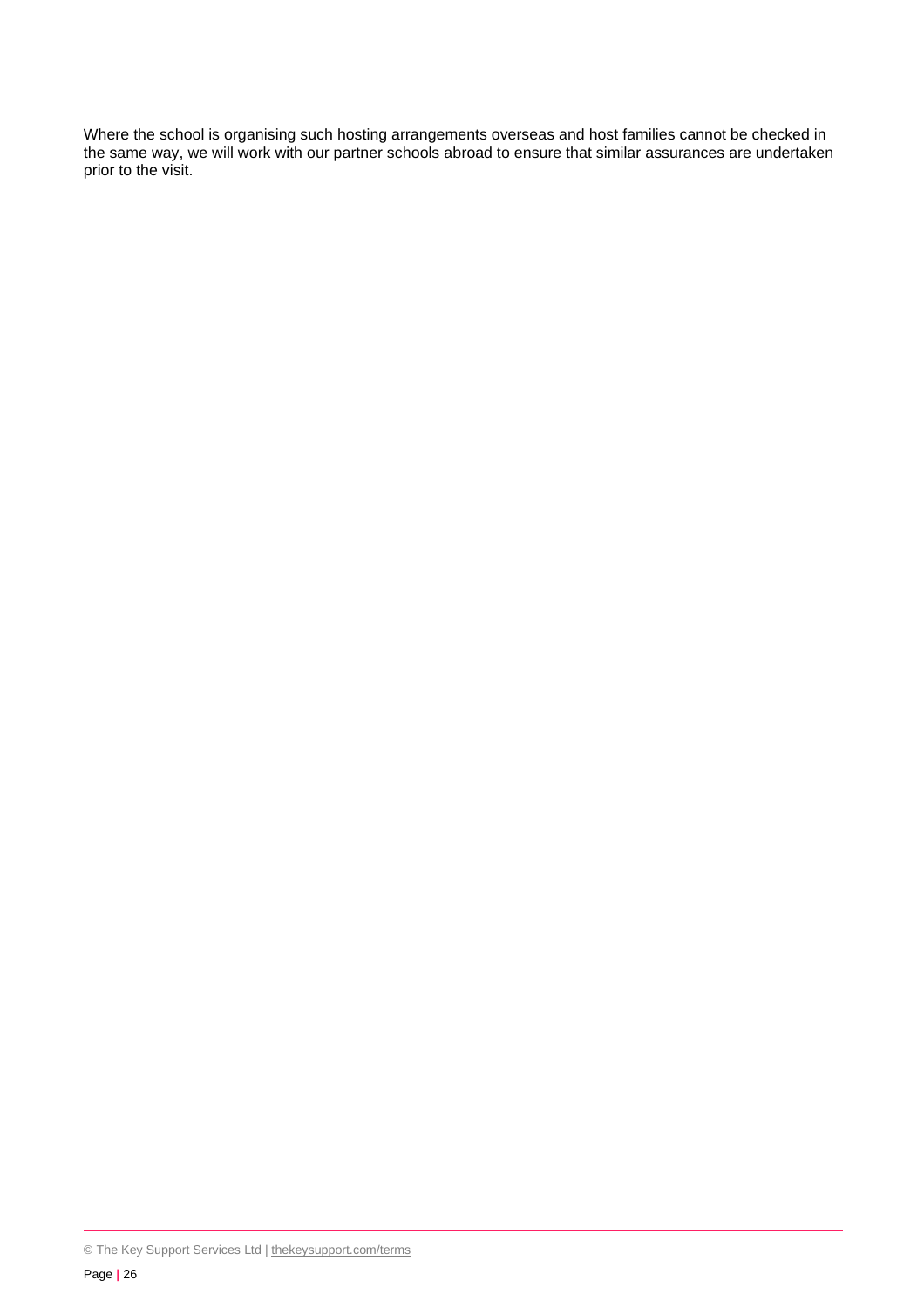Where the school is organising such hosting arrangements overseas and host families cannot be checked in the same way, we will work with our partner schools abroad to ensure that similar assurances are undertaken prior to the visit.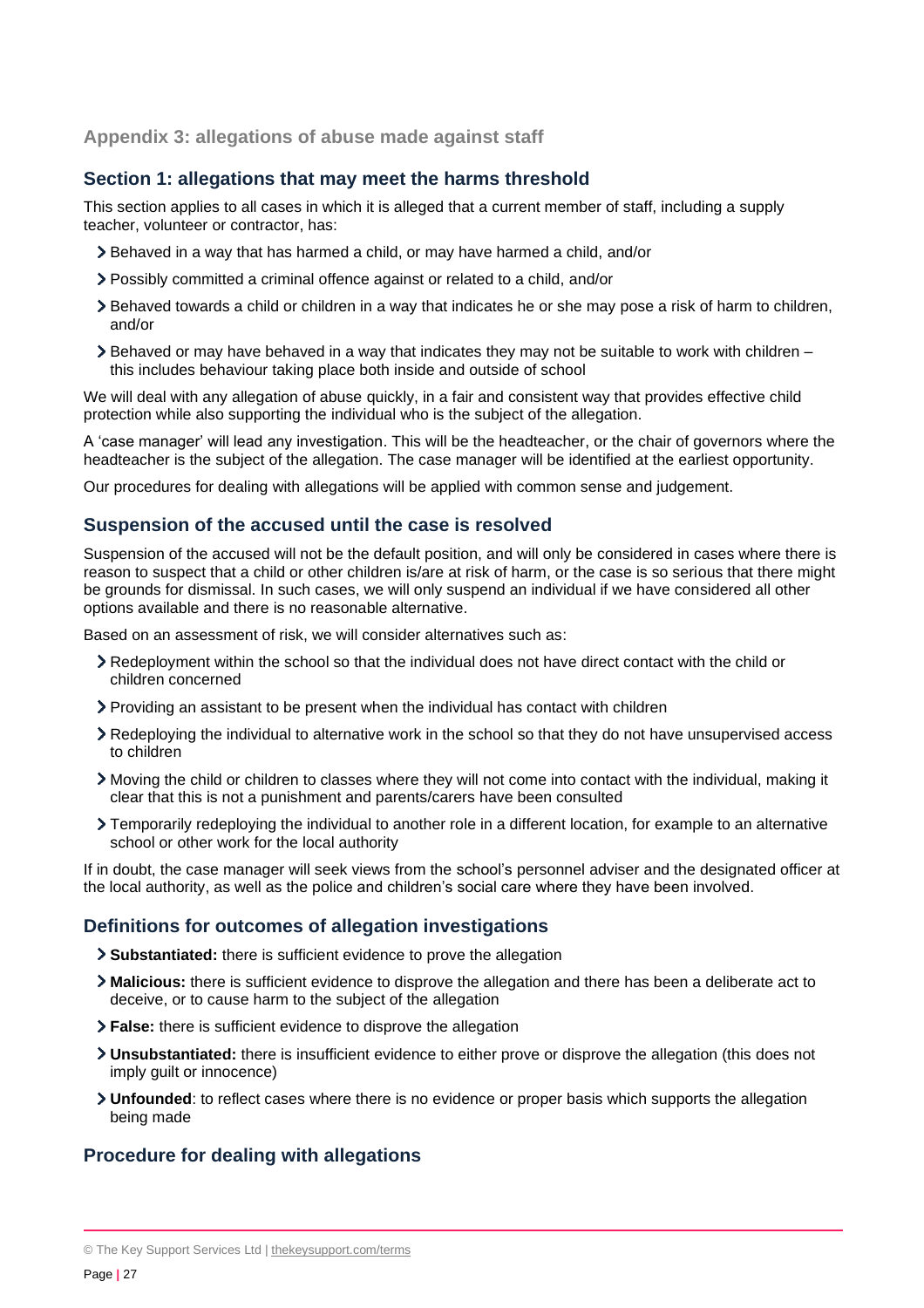## Appendix 3: allegations of abuse made against staff

### Section 1: allegations that may meet the harms threshold

This section applies to all cases in which it is alleged that a current member of staff, including a supply teacher, volunteer or contractor, has:

- Behaved in a way that has harmed a child, or may have harmed a child, and/or
- Possibly committed a criminal offence against or related to a child, and/or
- Behaved towards a child or children in a way that indicates he or she may pose a risk of harm to children, and/or
- Behaved or may have behaved in a way that indicates they may not be suitable to work with children – this includes behaviour taking place both inside and outside of school

We will deal with any allegation of abuse quickly, in a fair and consistent way that provides effective child protection while also supporting the individual who is the subject of the allegation.

A 'case manager' will lead any investigation. This will be the headteacher, or the chair of governors where the headteacher is the subject of the allegation. The case manager will be identified at the earliest opportunity.

Our procedures for dealing with allegations will be applied with common sense and judgement.

### Suspension of the accused until the case is resolved

Suspension of the accused will not be the default position, and will only be considered in cases where there is reason to suspect that a child or other children is/are at risk of harm, or the case is so serious that there might be grounds for dismissal. In such cases, we will only suspend an individual if we have considered all other options available and there is no reasonable alternative.

Based on an assessment of risk, we will consider alternatives such as:

- Redeployment within the school so that the individual does not have direct contact with the child or children concerned
- Providing an assistant to be present when the individual has contact with children
- Redeploying the individual to alternative work in the school so that they do not have unsupervised access to children
- Moving the child or children to classes where they will not come into contact with the individual, making it clear that this is not a punishment and parents/carers have been consulted
- Temporarily redeploying the individual to another role in a different location, for example to an alternative school or other work for the local authority

If in doubt, the case manager will seek views from the school's personnel adviser and the designated officer at the local authority, as well as the police and children's social care where they have been involved.

### Definitions for outcomes of allegation investigations

- **Substantiated:** there is sufficient evidence to prove the allegation
- **Malicious:** there is sufficient evidence to disprove the allegation and there has been a deliberate act to deceive, or to cause harm to the subject of the allegation
- **False:** there is sufficient evidence to disprove the allegation
- **Unsubstantiated:** there is insufficient evidence to either prove or disprove the allegation (this does not imply guilt or innocence)
- **Unfounded**: to reflect cases where there is no evidence or proper basis which supports the allegation being made

### Procedure for dealing with allegations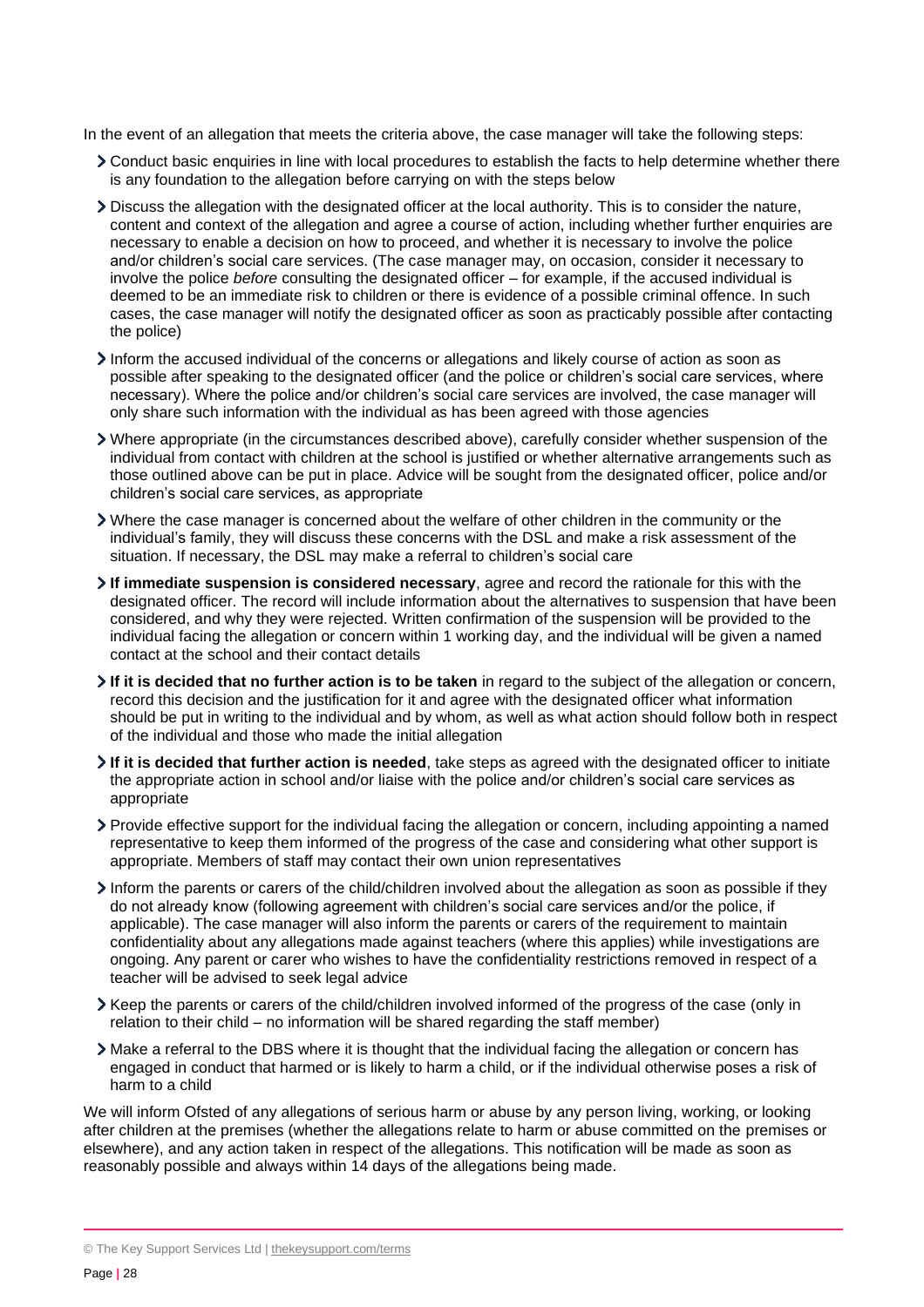In the event of an allegation that meets the criteria above, the case manager will take the following steps:

- Conduct basic enquiries in line with local procedures to establish the facts to help determine whether there is any foundation to the allegation before carrying on with the steps below
- Discuss the allegation with the designated officer at the local authority. This is to consider the nature, content and context of the allegation and agree a course of action, including whether further enquiries are necessary to enable a decision on how to proceed, and whether it is necessary to involve the police and/or children's social care services. (The case manager may, on occasion, consider it necessary to involve the police *before* consulting the designated officer – for example, if the accused individual is deemed to be an immediate risk to children or there is evidence of a possible criminal offence. In such cases, the case manager will notify the designated officer as soon as practicably possible after contacting the police)
- Inform the accused individual of the concerns or allegations and likely course of action as soon as possible after speaking to the designated officer (and the police or children's social care services, where necessary). Where the police and/or children's social care services are involved, the case manager will only share such information with the individual as has been agreed with those agencies
- Where appropriate (in the circumstances described above), carefully consider whether suspension of the individual from contact with children at the school is justified or whether alternative arrangements such as those outlined above can be put in place. Advice will be sought from the designated officer, police and/or children's social care services, as appropriate
- Where the case manager is concerned about the welfare of other children in the community or the individual's family, they will discuss these concerns with the DSL and make a risk assessment of the situation. If necessary, the DSL may make a referral to children's social care
- **If immediate suspension is considered necessary**, agree and record the rationale for this with the designated officer. The record will include information about the alternatives to suspension that have been considered, and why they were rejected. Written confirmation of the suspension will be provided to the individual facing the allegation or concern within 1 working day, and the individual will be given a named contact at the school and their contact details
- **If it is decided that no further action is to be taken** in regard to the subject of the allegation or concern, record this decision and the justification for it and agree with the designated officer what information should be put in writing to the individual and by whom, as well as what action should follow both in respect of the individual and those who made the initial allegation
- **If it is decided that further action is needed**, take steps as agreed with the designated officer to initiate the appropriate action in school and/or liaise with the police and/or children's social care services as appropriate
- Provide effective support for the individual facing the allegation or concern, including appointing a named representative to keep them informed of the progress of the case and considering what other support is appropriate. Members of staff may contact their own union representatives
- Inform the parents or carers of the child/children involved about the allegation as soon as possible if they do not already know (following agreement with children's social care services and/or the police, if applicable). The case manager will also inform the parents or carers of the requirement to maintain confidentiality about any allegations made against teachers (where this applies) while investigations are ongoing. Any parent or carer who wishes to have the confidentiality restrictions removed in respect of a teacher will be advised to seek legal advice
- Keep the parents or carers of the child/children involved informed of the progress of the case (only in relation to their child – no information will be shared regarding the staff member)
- Make a referral to the DBS where it is thought that the individual facing the allegation or concern has engaged in conduct that harmed or is likely to harm a child, or if the individual otherwise poses a risk of harm to a child

We will inform Ofsted of any allegations of serious harm or abuse by any person living, working, or looking after children at the premises (whether the allegations relate to harm or abuse committed on the premises or elsewhere), and any action taken in respect of the allegations. This notification will be made as soon as reasonably possible and always within 14 days of the allegations being made.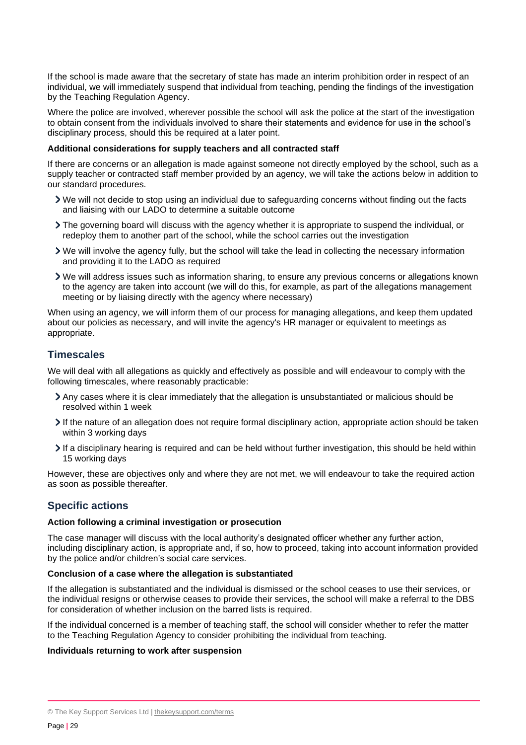If the school is made aware that the secretary of state has made an interim prohibition order in respect of an individual, we will immediately suspend that individual from teaching, pending the findings of the investigation by the Teaching Regulation Agency.

Where the police are involved, wherever possible the school will ask the police at the start of the investigation to obtain consent from the individuals involved to share their statements and evidence for use in the school's disciplinary process, should this be required at a later point.

**Additional considerations for supply teachers and all contracted staff**

If there are concerns or an allegation is made against someone not directly employed by the school, such as a supply teacher or contracted staff member provided by an agency, we will take the actions below in addition to our standard procedures.

- We will not decide to stop using an individual due to safeguarding concerns without finding out the facts and liaising with our LADO to determine a suitable outcome
- The governing board will discuss with the agency whether it is appropriate to suspend the individual, or redeploy them to another part of the school, while the school carries out the investigation
- We will involve the agency fully, but the school will take the lead in collecting the necessary information and providing it to the LADO as required
- We will address issues such as information sharing, to ensure any previous concerns or allegations known to the agency are taken into account (we will do this, for example, as part of the allegations management meeting or by liaising directly with the agency where necessary)

When using an agency, we will inform them of our process for managing allegations, and keep them updated about our policies as necessary, and will invite the agency's HR manager or equivalent to meetings as appropriate.

## Timescales

We will deal with all allegations as quickly and effectively as possible and will endeavour to comply with the following timescales, where reasonably practicable:

- Any cases where it is clear immediately that the allegation is unsubstantiated or malicious should be resolved within 1 week
- If the nature of an allegation does not require formal disciplinary action, appropriate action should be taken within 3 working days
- If a disciplinary hearing is required and can be held without further investigation, this should be held within 15 working days

However, these are objectives only and where they are not met, we will endeavour to take the required action as soon as possible thereafter.

## Specific actions

**Action following a criminal investigation or prosecution**

The case manager will discuss with the local authority's designated officer whether any further action, including disciplinary action, is appropriate and, if so, how to proceed, taking into account information provided by the police and/or children's social care services.

**Conclusion of a case where the allegation is substantiated**

If the allegation is substantiated and the individual is dismissed or the school ceases to use their services, or the individual resigns or otherwise ceases to provide their services, the school will make a referral to the DBS for consideration of whether inclusion on the barred lists is required.

If the individual concerned is a member of teaching staff, the school will consider whether to refer the matter to the Teaching Regulation Agency to consider prohibiting the individual from teaching.

**Individuals returning to work after suspension**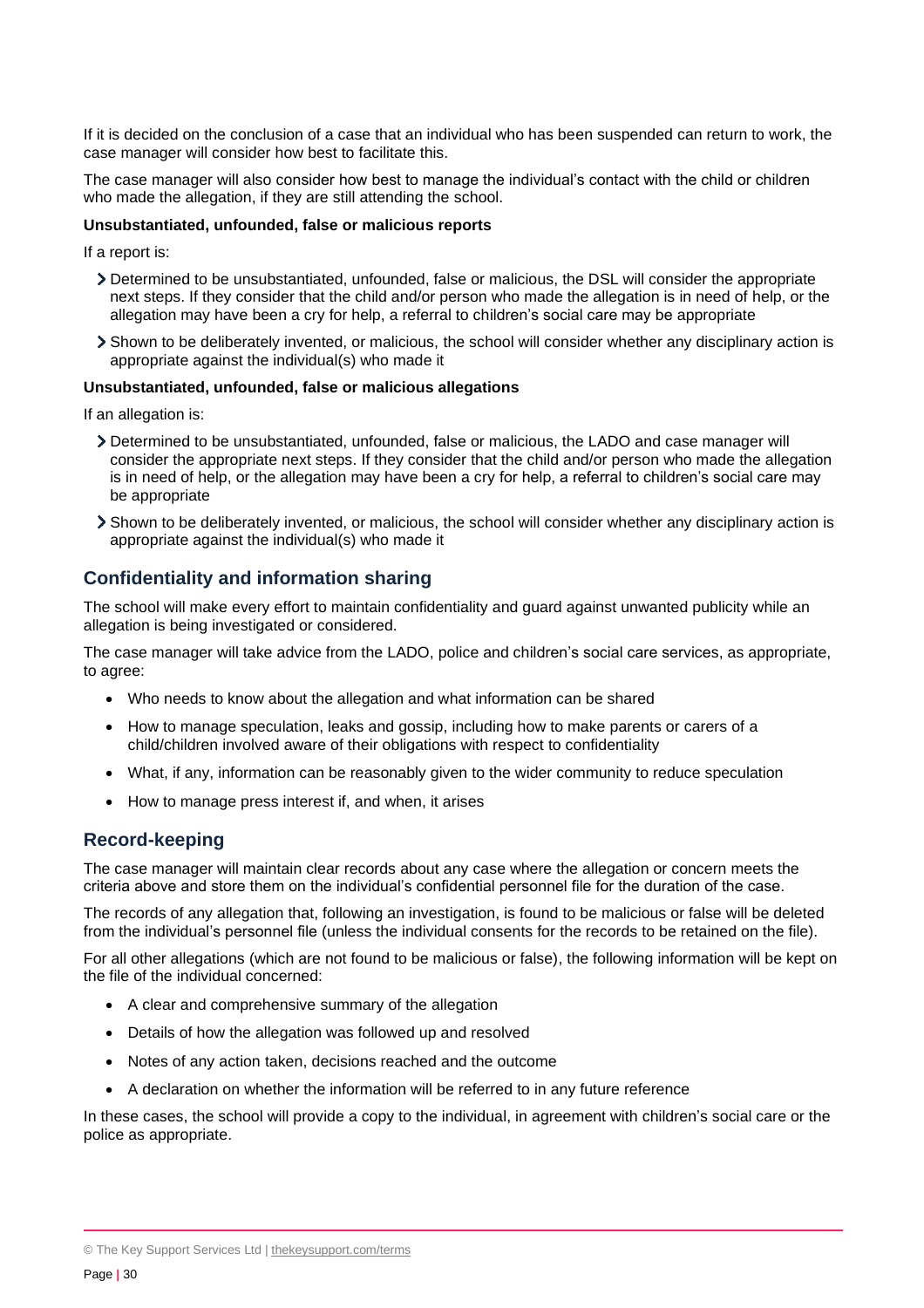If it is decided on the conclusion of a case that an individual who has been suspended can return to work, the case manager will consider how best to facilitate this.

The case manager will also consider how best to manage the individual's contact with the child or children who made the allegation, if they are still attending the school.

**Unsubstantiated, unfounded, false or malicious reports**

If a report is:

- Determined to be unsubstantiated, unfounded, false or malicious, the DSL will consider the appropriate next steps. If they consider that the child and/or person who made the allegation is in need of help, or the allegation may have been a cry for help, a referral to children's social care may be appropriate
- Shown to be deliberately invented, or malicious, the school will consider whether any disciplinary action is appropriate against the individual(s) who made it

**Unsubstantiated, unfounded, false or malicious allegations**

If an allegation is:

- Determined to be unsubstantiated, unfounded, false or malicious, the LADO and case manager will consider the appropriate next steps. If they consider that the child and/or person who made the allegation is in need of help, or the allegation may have been a cry for help, a referral to children's social care may be appropriate
- Shown to be deliberately invented, or malicious, the school will consider whether any disciplinary action is appropriate against the individual(s) who made it

## Confidentiality and information sharing

The school will make every effort to maintain confidentiality and guard against unwanted publicity while an allegation is being investigated or considered.

The case manager will take advice from the LADO, police and children's social care services, as appropriate, to agree:

- Who needs to know about the allegation and what information can be shared
- How to manage speculation, leaks and gossip, including how to make parents or carers of a child/children involved aware of their obligations with respect to confidentiality
- What, if any, information can be reasonably given to the wider community to reduce speculation
- How to manage press interest if, and when, it arises

## Record-keeping

The case manager will maintain clear records about any case where the allegation or concern meets the criteria above and store them on the individual's confidential personnel file for the duration of the case.

The records of any allegation that, following an investigation, is found to be malicious or false will be deleted from the individual's personnel file (unless the individual consents for the records to be retained on the file).

For all other allegations (which are not found to be malicious or false), the following information will be kept on the file of the individual concerned:

- A clear and comprehensive summary of the allegation
- Details of how the allegation was followed up and resolved
- Notes of any action taken, decisions reached and the outcome
- A declaration on whether the information will be referred to in any future reference

In these cases, the school will provide a copy to the individual, in agreement with children's social care or the police as appropriate.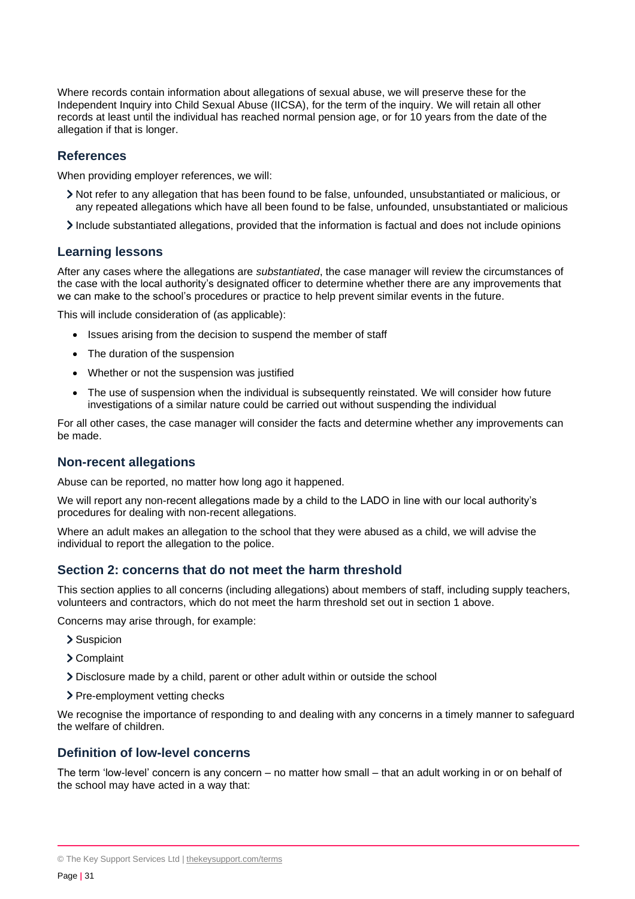Where records contain information about allegations of sexual abuse, we will preserve these for the Independent Inquiry into Child Sexual Abuse (IICSA), for the term of the inquiry. We will retain all other records at least until the individual has reached normal pension age, or for 10 years from the date of the allegation if that is longer.

### References

When providing employer references, we will:

- Not refer to any allegation that has been found to be false, unfounded, unsubstantiated or malicious, or any repeated allegations which have all been found to be false, unfounded, unsubstantiated or malicious
- Include substantiated allegations, provided that the information is factual and does not include opinions

### Learning lessons

After any cases where the allegations are *substantiated*, the case manager will review the circumstances of the case with the local authority's designated officer to determine whether there are any improvements that we can make to the school's procedures or practice to help prevent similar events in the future.

This will include consideration of (as applicable):

- Issues arising from the decision to suspend the member of staff
- The duration of the suspension
- Whether or not the suspension was justified
- The use of suspension when the individual is subsequently reinstated. We will consider how future investigations of a similar nature could be carried out without suspending the individual

For all other cases, the case manager will consider the facts and determine whether any improvements can be made.

### Non-recent allegations

Abuse can be reported, no matter how long ago it happened.

We will report any non-recent allegations made by a child to the LADO in line with our local authority's procedures for dealing with non-recent allegations.

Where an adult makes an allegation to the school that they were abused as a child, we will advise the individual to report the allegation to the police.

### Section 2: concerns that do not meet the harm threshold

This section applies to all concerns (including allegations) about members of staff, including supply teachers, volunteers and contractors, which do not meet the harm threshold set out in section 1 above.

Concerns may arise through, for example:

- Suspicion
- Complaint
- Disclosure made by a child, parent or other adult within or outside the school
- Pre-employment vetting checks

We recognise the importance of responding to and dealing with any concerns in a timely manner to safeguard the welfare of children.

### Definition of low-level concerns

The term 'low-level' concern is any concern – no matter how small – that an adult working in or on behalf of the school may have acted in a way that: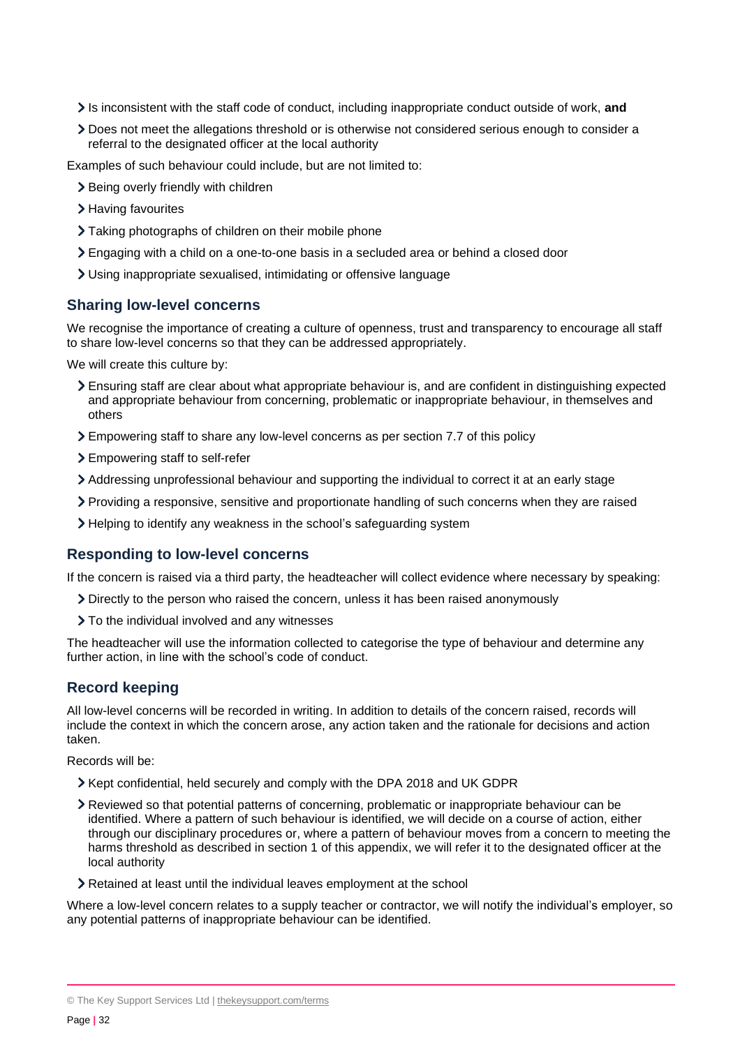- Is inconsistent with the staff code of conduct, including inappropriate conduct outside of work, **and**
- Does not meet the allegations threshold or is otherwise not considered serious enough to consider a referral to the designated officer at the local authority

Examples of such behaviour could include, but are not limited to:

- Being overly friendly with children
- Having favourites
- Taking photographs of children on their mobile phone
- Engaging with a child on a one-to-one basis in a secluded area or behind a closed door
- Using inappropriate sexualised, intimidating or offensive language

## Sharing low-level concerns

We recognise the importance of creating a culture of openness, trust and transparency to encourage all staff to share low-level concerns so that they can be addressed appropriately.

We will create this culture by:

- Ensuring staff are clear about what appropriate behaviour is, and are confident in distinguishing expected and appropriate behaviour from concerning, problematic or inappropriate behaviour, in themselves and others
- Empowering staff to share any low-level concerns as per section 7.7 of this policy
- Empowering staff to self-refer
- Addressing unprofessional behaviour and supporting the individual to correct it at an early stage
- Providing a responsive, sensitive and proportionate handling of such concerns when they are raised
- Helping to identify any weakness in the school's safeguarding system

## Responding to low-level concerns

If the concern is raised via a third party, the headteacher will collect evidence where necessary by speaking:

- Directly to the person who raised the concern, unless it has been raised anonymously
- To the individual involved and any witnesses

The headteacher will use the information collected to categorise the type of behaviour and determine any further action, in line with the school's code of conduct.

## Record keeping

All low-level concerns will be recorded in writing. In addition to details of the concern raised, records will include the context in which the concern arose, any action taken and the rationale for decisions and action taken.

Records will be:

- Kept confidential, held securely and comply with the DPA 2018 and UK GDPR
- Reviewed so that potential patterns of concerning, problematic or inappropriate behaviour can be identified. Where a pattern of such behaviour is identified, we will decide on a course of action, either through our disciplinary procedures or, where a pattern of behaviour moves from a concern to meeting the harms threshold as described in section 1 of this appendix, we will refer it to the designated officer at the local authority
- Retained at least until the individual leaves employment at the school

Where a low-level concern relates to a supply teacher or contractor, we will notify the individual's employer, so any potential patterns of inappropriate behaviour can be identified.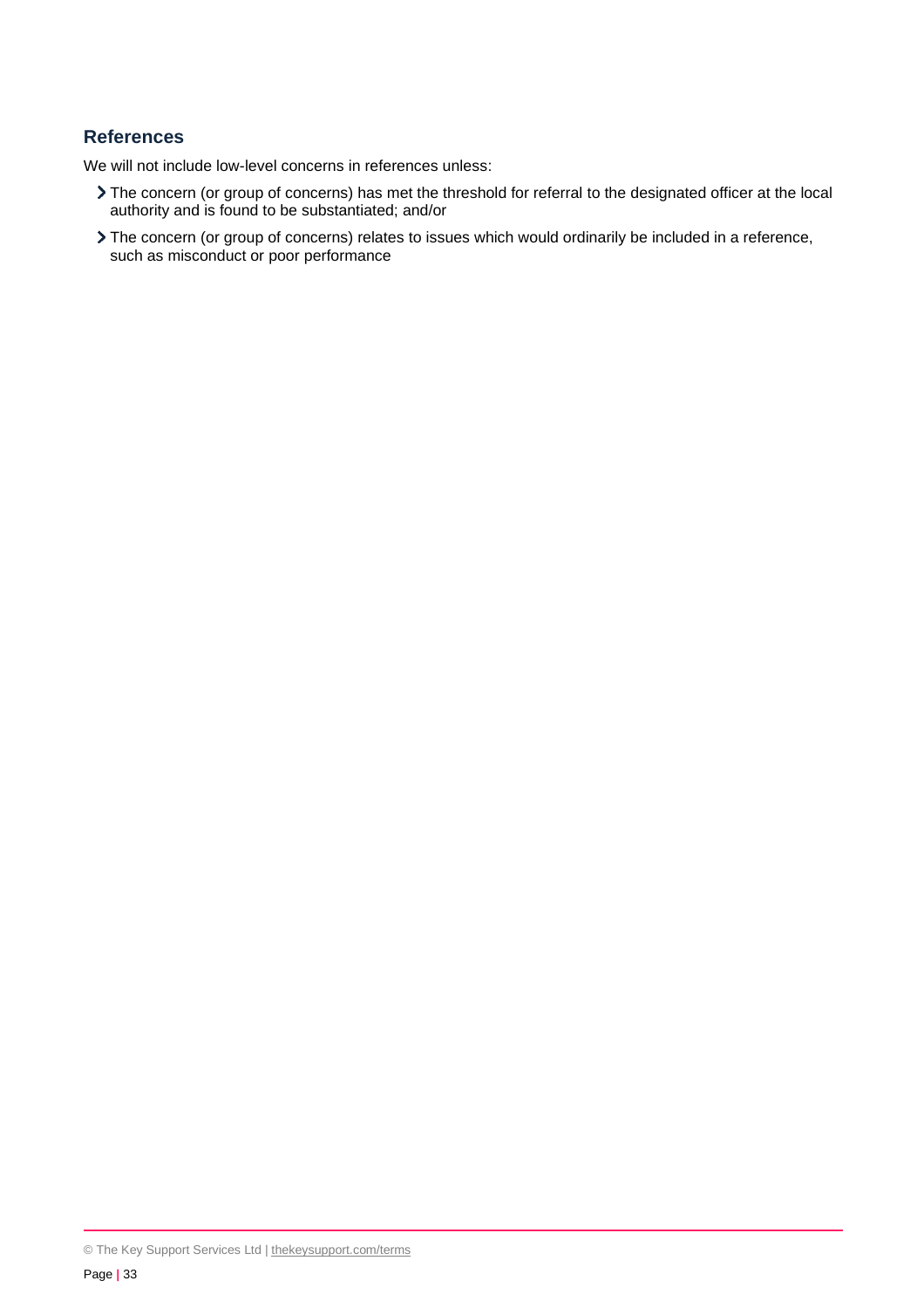### References

We will not include low-level concerns in references unless:

- The concern (or group of concerns) has met the threshold for referral to the designated officer at the local authority and is found to be substantiated; and/or
- The concern (or group of concerns) relates to issues which would ordinarily be included in a reference, such as misconduct or poor performance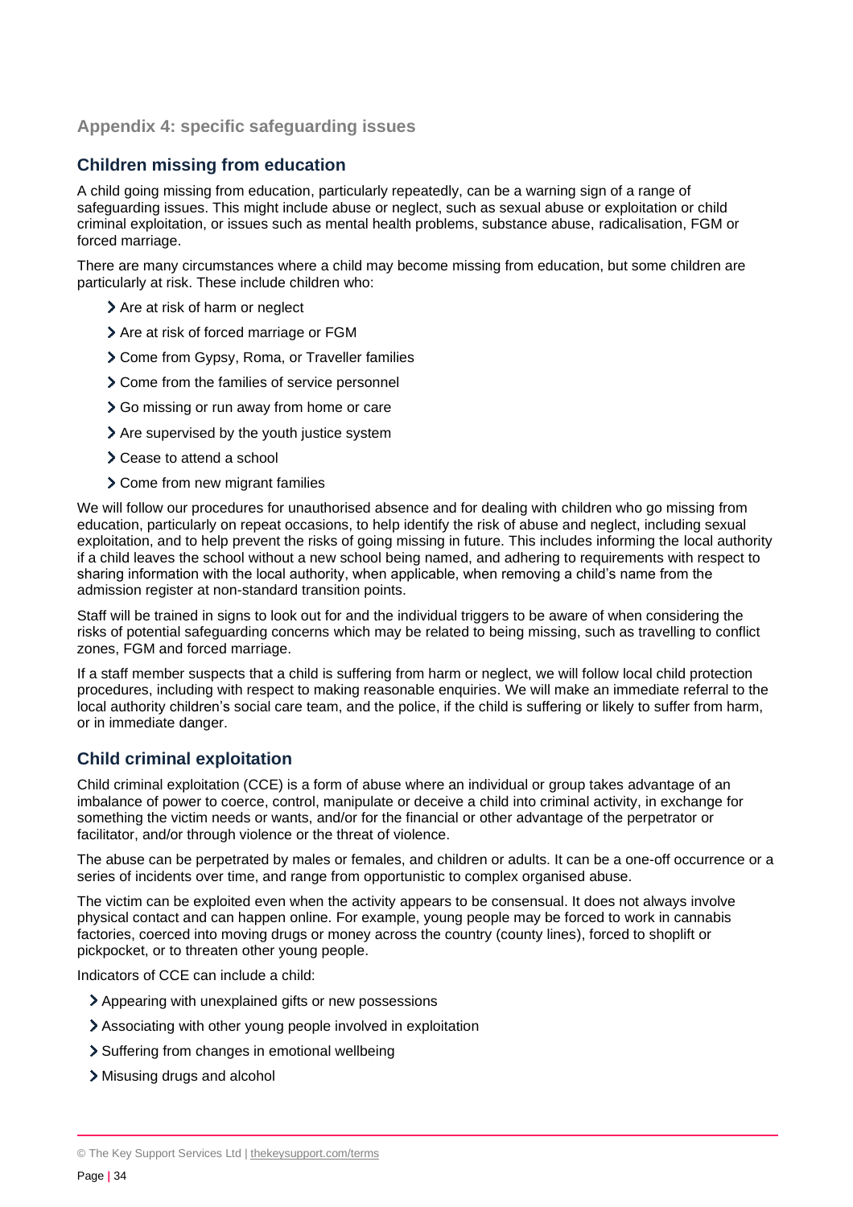## Appendix 4: specific safeguarding issues

### Children missing from education

A child going missing from education, particularly repeatedly, can be a warning sign of a range of safeguarding issues. This might include abuse or neglect, such as sexual abuse or exploitation or child criminal exploitation, or issues such as mental health problems, substance abuse, radicalisation, FGM or forced marriage.

There are many circumstances where a child may become missing from education, but some children are particularly at risk. These include children who:

- Are at risk of harm or neglect
- Are at risk of forced marriage or FGM
- Come from Gypsy, Roma, or Traveller families
- Come from the families of service personnel
- Go missing or run away from home or care
- Are supervised by the youth justice system
- Cease to attend a school
- Come from new migrant families

We will follow our procedures for unauthorised absence and for dealing with children who go missing from education, particularly on repeat occasions, to help identify the risk of abuse and neglect, including sexual exploitation, and to help prevent the risks of going missing in future. This includes informing the local authority if a child leaves the school without a new school being named, and adhering to requirements with respect to sharing information with the local authority, when applicable, when removing a child's name from the admission register at non-standard transition points.

Staff will be trained in signs to look out for and the individual triggers to be aware of when considering the risks of potential safeguarding concerns which may be related to being missing, such as travelling to conflict zones, FGM and forced marriage.

If a staff member suspects that a child is suffering from harm or neglect, we will follow local child protection procedures, including with respect to making reasonable enquiries. We will make an immediate referral to the local authority children's social care team, and the police, if the child is suffering or likely to suffer from harm, or in immediate danger.

### Child criminal exploitation

Child criminal exploitation (CCE) is a form of abuse where an individual or group takes advantage of an imbalance of power to coerce, control, manipulate or deceive a child into criminal activity, in exchange for something the victim needs or wants, and/or for the financial or other advantage of the perpetrator or facilitator, and/or through violence or the threat of violence.

The abuse can be perpetrated by males or females, and children or adults. It can be a one-off occurrence or a series of incidents over time, and range from opportunistic to complex organised abuse.

The victim can be exploited even when the activity appears to be consensual. It does not always involve physical contact and can happen online. For example, young people may be forced to work in cannabis factories, coerced into moving drugs or money across the country (county lines), forced to shoplift or pickpocket, or to threaten other young people.

Indicators of CCE can include a child:

- Appearing with unexplained gifts or new possessions
- Associating with other young people involved in exploitation
- Suffering from changes in emotional wellbeing
- Misusing drugs and alcohol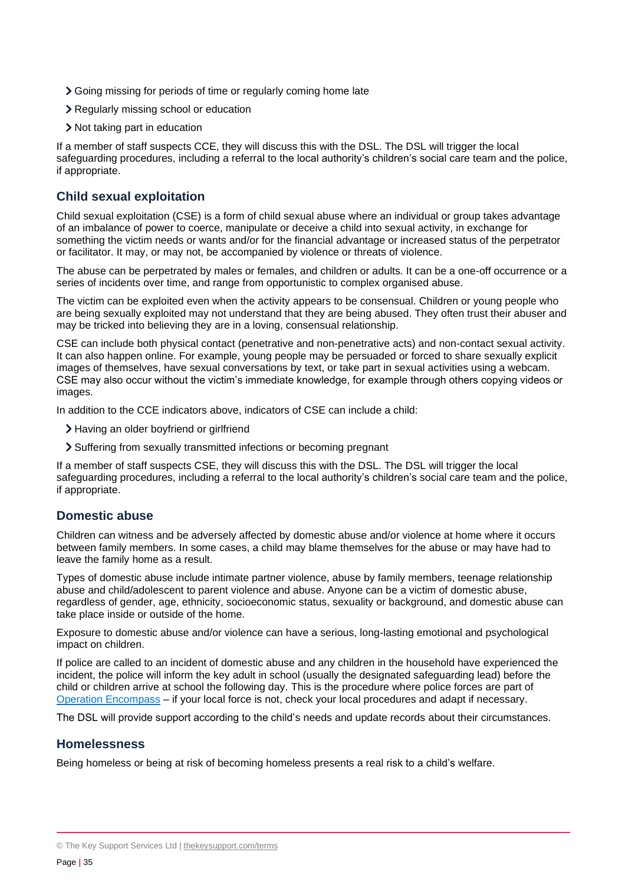- Going missing for periods of time or regularly coming home late
- Regularly missing school or education
- Not taking part in education

If a member of staff suspects CCE, they will discuss this with the DSL. The DSL will trigger the local safeguarding procedures, including a referral to the local authority's children's social care team and the police, if appropriate.

## Child sexual exploitation

Child sexual exploitation (CSE) is a form of child sexual abuse where an individual or group takes advantage of an imbalance of power to coerce, manipulate or deceive a child into sexual activity, in exchange for something the victim needs or wants and/or for the financial advantage or increased status of the perpetrator or facilitator. It may, or may not, be accompanied by violence or threats of violence.

The abuse can be perpetrated by males or females, and children or adults. It can be a one-off occurrence or a series of incidents over time, and range from opportunistic to complex organised abuse.

The victim can be exploited even when the activity appears to be consensual. Children or young people who are being sexually exploited may not understand that they are being abused. They often trust their abuser and may be tricked into believing they are in a loving, consensual relationship.

CSE can include both physical contact (penetrative and non-penetrative acts) and non-contact sexual activity. It can also happen online. For example, young people may be persuaded or forced to share sexually explicit images of themselves, have sexual conversations by text, or take part in sexual activities using a webcam. CSE may also occur without the victim's immediate knowledge, for example through others copying videos or images.

In addition to the CCE indicators above, indicators of CSE can include a child:

- Having an older boyfriend or girlfriend
- Suffering from sexually transmitted infections or becoming pregnant

If a member of staff suspects CSE, they will discuss this with the DSL. The DSL will trigger the local safeguarding procedures, including a referral to the local authority's children's social care team and the police, if appropriate.

## Domestic abuse

Children can witness and be adversely affected by domestic abuse and/or violence at home where it occurs between family members. In some cases, a child may blame themselves for the abuse or may have had to leave the family home as a result.

Types of domestic abuse include intimate partner violence, abuse by family members, teenage relationship abuse and child/adolescent to parent violence and abuse. Anyone can be a victim of domestic abuse, regardless of gender, age, ethnicity, socioeconomic status, sexuality or background, and domestic abuse can take place inside or outside of the home.

Exposure to domestic abuse and/or violence can have a serious, long-lasting emotional and psychological impact on children.

If police are called to an incident of domestic abuse and any children in the household have experienced the incident, the police will inform the key adult in school (usually the designated safeguarding lead) before the child or children arrive at school the following day. This is the procedure where police forces are part of Operation Encompass – if your local force is not, check your local procedures and adapt if necessary.

The DSL will provide support according to the child's needs and update records about their circumstances.

## Homelessness

Being homeless or being at risk of becoming homeless presents a real risk to a child's welfare.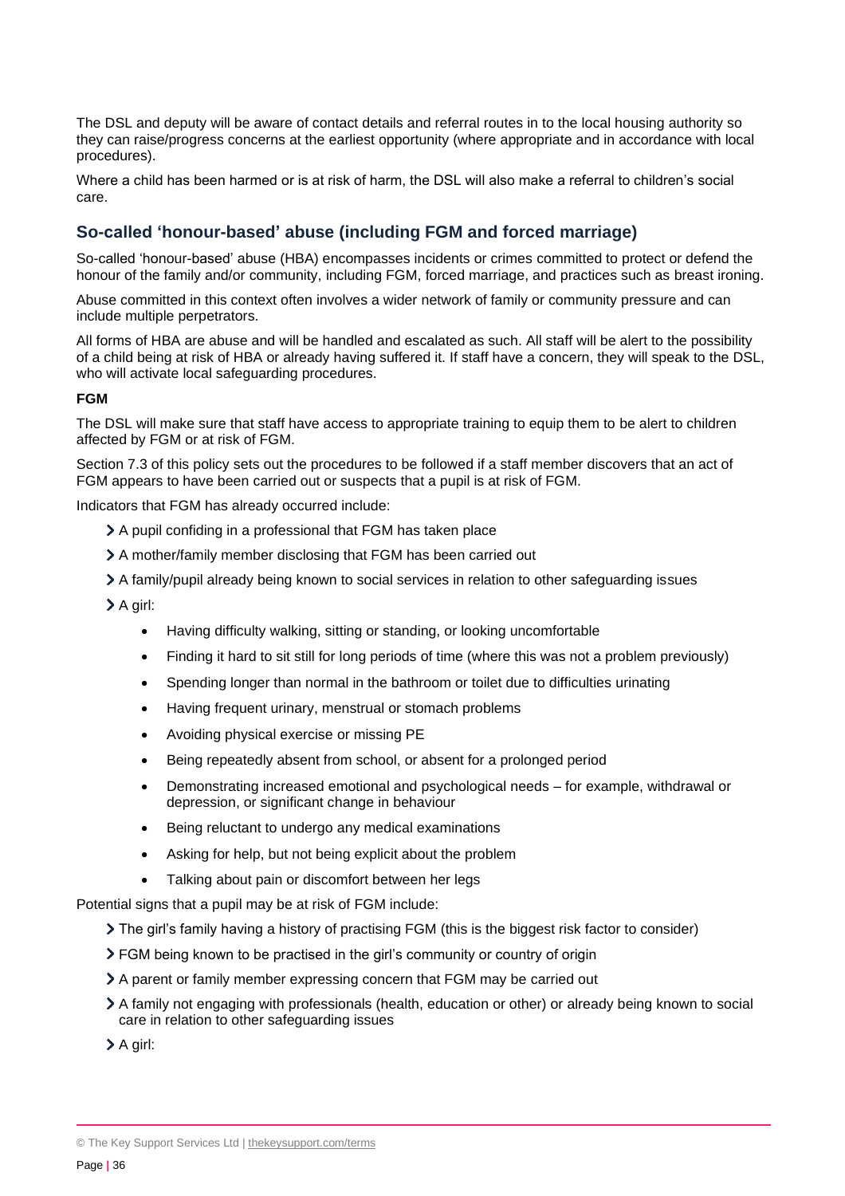The DSL and deputy will be aware of contact details and referral routes in to the local housing authority so they can raise/progress concerns at the earliest opportunity (where appropriate and in accordance with local procedures).

Where a child has been harmed or is at risk of harm, the DSL will also make a referral to children's social care.

## So-called 'honour-based' abuse (including FGM and forced marriage)

So-called 'honour-based' abuse (HBA) encompasses incidents or crimes committed to protect or defend the honour of the family and/or community, including FGM, forced marriage, and practices such as breast ironing.

Abuse committed in this context often involves a wider network of family or community pressure and can include multiple perpetrators.

All forms of HBA are abuse and will be handled and escalated as such. All staff will be alert to the possibility of a child being at risk of HBA or already having suffered it. If staff have a concern, they will speak to the DSL, who will activate local safeguarding procedures.

**FGM**

The DSL will make sure that staff have access to appropriate training to equip them to be alert to children affected by FGM or at risk of FGM.

Section 7.3 of this policy sets out the procedures to be followed if a staff member discovers that an act of FGM appears to have been carried out or suspects that a pupil is at risk of FGM.

Indicators that FGM has already occurred include:

- A pupil confiding in a professional that FGM has taken place
- A mother/family member disclosing that FGM has been carried out
- A family/pupil already being known to social services in relation to other safeguarding issues
- A girl:
  - Having difficulty walking, sitting or standing, or looking uncomfortable
  - Finding it hard to sit still for long periods of time (where this was not a problem previously)
  - Spending longer than normal in the bathroom or toilet due to difficulties urinating
  - Having frequent urinary, menstrual or stomach problems
  - Avoiding physical exercise or missing PE
  - Being repeatedly absent from school, or absent for a prolonged period
  - Demonstrating increased emotional and psychological needs – for example, withdrawal or depression, or significant change in behaviour
  - Being reluctant to undergo any medical examinations
  - Asking for help, but not being explicit about the problem
  - Talking about pain or discomfort between her legs

Potential signs that a pupil may be at risk of FGM include:

- The girl's family having a history of practising FGM (this is the biggest risk factor to consider)
- FGM being known to be practised in the girl's community or country of origin
- A parent or family member expressing concern that FGM may be carried out
- A family not engaging with professionals (health, education or other) or already being known to social care in relation to other safeguarding issues
- A girl: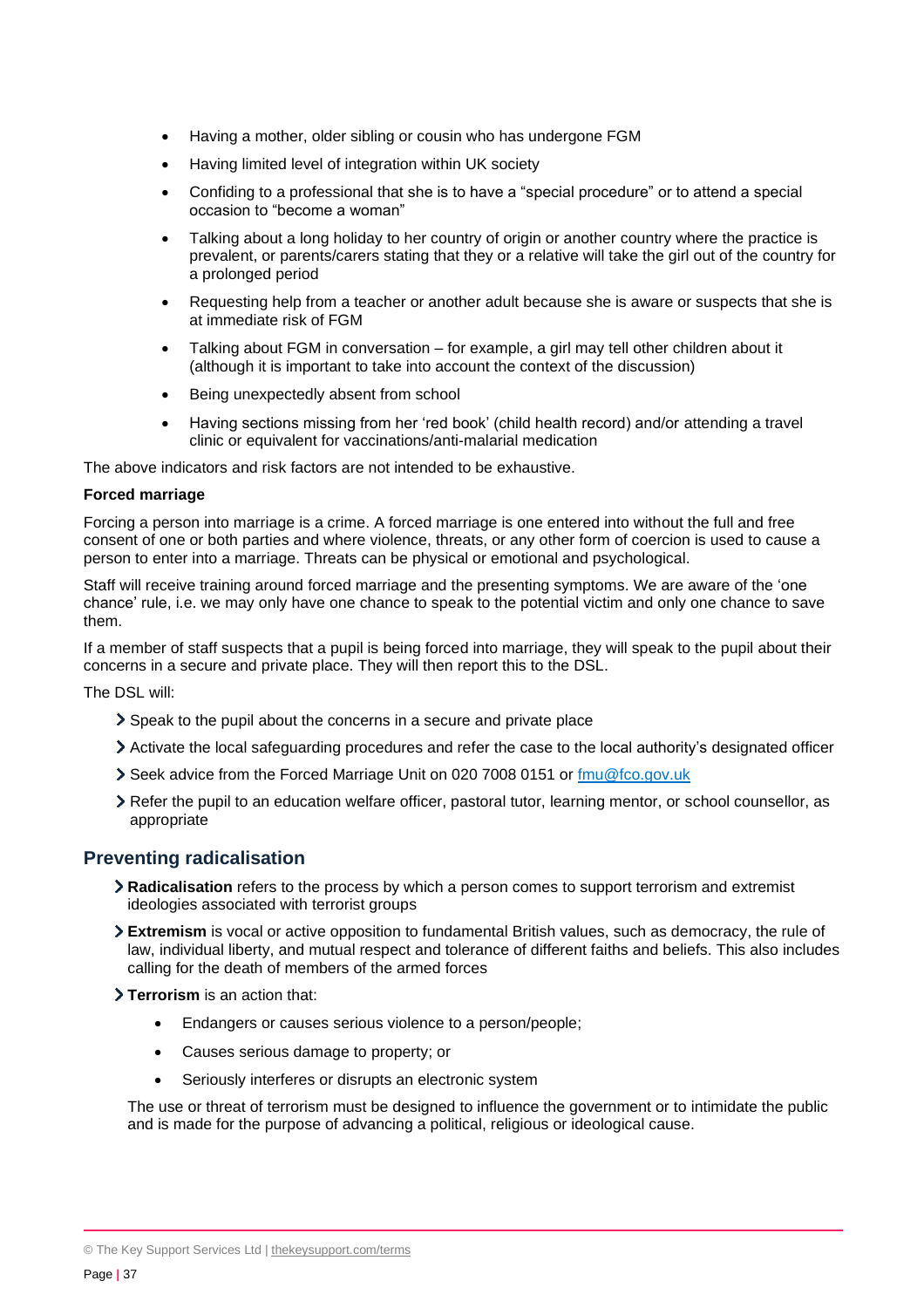- Having a mother, older sibling or cousin who has undergone FGM
- Having limited level of integration within UK society
- Confiding to a professional that she is to have a "special procedure" or to attend a special occasion to "become a woman"
- Talking about a long holiday to her country of origin or another country where the practice is prevalent, or parents/carers stating that they or a relative will take the girl out of the country for a prolonged period
- Requesting help from a teacher or another adult because she is aware or suspects that she is at immediate risk of FGM
- Talking about FGM in conversation – for example, a girl may tell other children about it (although it is important to take into account the context of the discussion)
- Being unexpectedly absent from school
- Having sections missing from her 'red book' (child health record) and/or attending a travel clinic or equivalent for vaccinations/anti-malarial medication

The above indicators and risk factors are not intended to be exhaustive.

**Forced marriage**

Forcing a person into marriage is a crime. A forced marriage is one entered into without the full and free consent of one or both parties and where violence, threats, or any other form of coercion is used to cause a person to enter into a marriage. Threats can be physical or emotional and psychological.

Staff will receive training around forced marriage and the presenting symptoms. We are aware of the 'one chance' rule, i.e. we may only have one chance to speak to the potential victim and only one chance to save them.

If a member of staff suspects that a pupil is being forced into marriage, they will speak to the pupil about their concerns in a secure and private place. They will then report this to the DSL.

The DSL will:

- Speak to the pupil about the concerns in a secure and private place
- Activate the local safeguarding procedures and refer the case to the local authority's designated officer
- Seek advice from the Forced Marriage Unit on 020 7008 0151 or [fmu@fco.gov.uk](mailto:fmu@fco.gov.uk)
- Refer the pupil to an education welfare officer, pastoral tutor, learning mentor, or school counsellor, as appropriate

## Preventing radicalisation

- **Radicalisation** refers to the process by which a person comes to support terrorism and extremist ideologies associated with terrorist groups
- **Extremism** is vocal or active opposition to fundamental British values, such as democracy, the rule of law, individual liberty, and mutual respect and tolerance of different faiths and beliefs. This also includes calling for the death of members of the armed forces
- **Terrorism** is an action that:
  - Endangers or causes serious violence to a person/people;
  - Causes serious damage to property; or
  - Seriously interferes or disrupts an electronic system

  The use or threat of terrorism must be designed to influence the government or to intimidate the public and is made for the purpose of advancing a political, religious or ideological cause.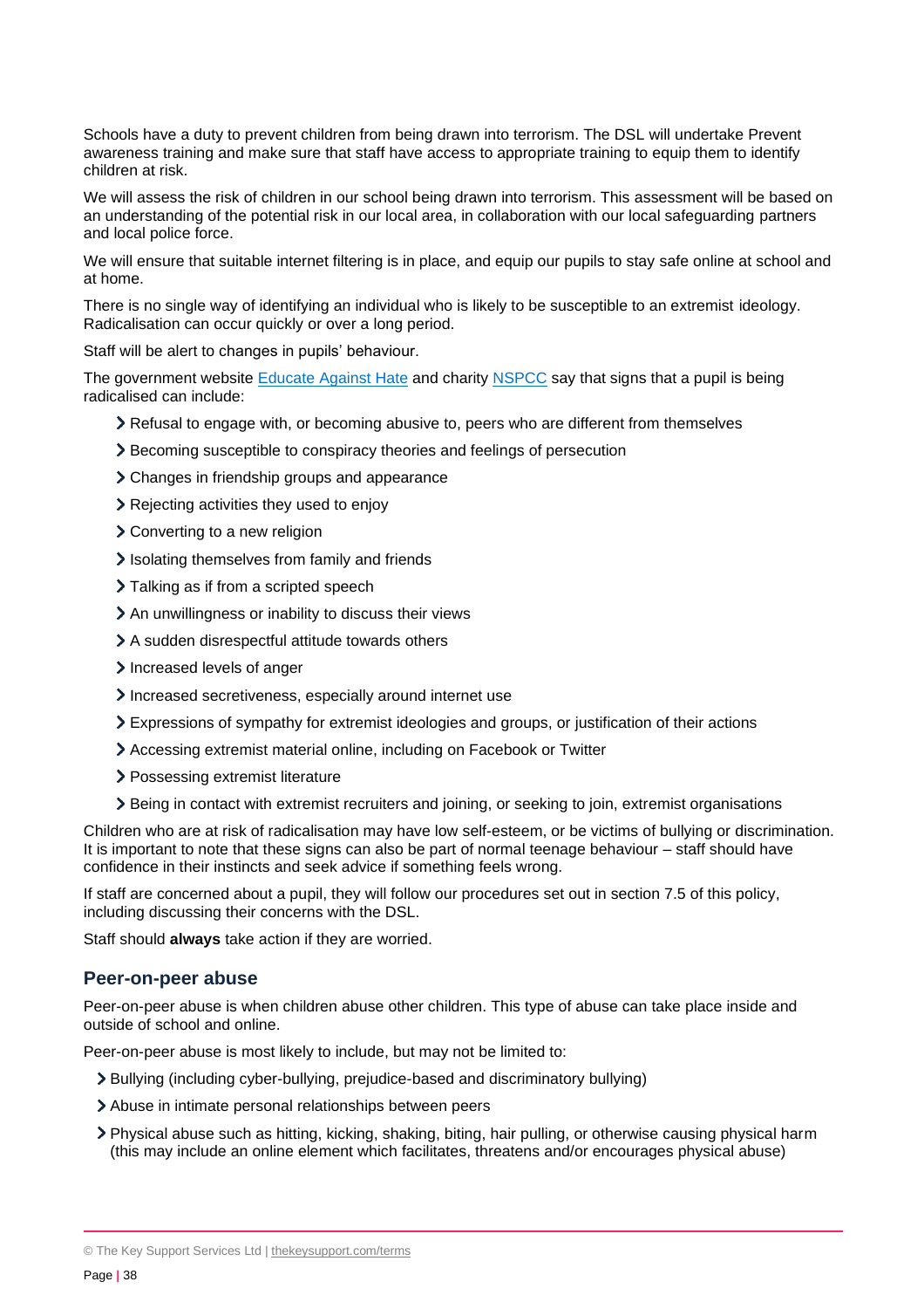Schools have a duty to prevent children from being drawn into terrorism. The DSL will undertake Prevent awareness training and make sure that staff have access to appropriate training to equip them to identify children at risk.

We will assess the risk of children in our school being drawn into terrorism. This assessment will be based on an understanding of the potential risk in our local area, in collaboration with our local safeguarding partners and local police force.

We will ensure that suitable internet filtering is in place, and equip our pupils to stay safe online at school and at home.

There is no single way of identifying an individual who is likely to be susceptible to an extremist ideology. Radicalisation can occur quickly or over a long period.

Staff will be alert to changes in pupils' behaviour.

The government website Educate Against Hate and charity NSPCC say that signs that a pupil is being radicalised can include:

- Refusal to engage with, or becoming abusive to, peers who are different from themselves
- Becoming susceptible to conspiracy theories and feelings of persecution
- Changes in friendship groups and appearance
- Rejecting activities they used to enjoy
- Converting to a new religion
- Isolating themselves from family and friends
- Talking as if from a scripted speech
- An unwillingness or inability to discuss their views
- A sudden disrespectful attitude towards others
- Increased levels of anger
- Increased secretiveness, especially around internet use
- Expressions of sympathy for extremist ideologies and groups, or justification of their actions
- Accessing extremist material online, including on Facebook or Twitter
- Possessing extremist literature
- Being in contact with extremist recruiters and joining, or seeking to join, extremist organisations

Children who are at risk of radicalisation may have low self-esteem, or be victims of bullying or discrimination. It is important to note that these signs can also be part of normal teenage behaviour – staff should have confidence in their instincts and seek advice if something feels wrong.

If staff are concerned about a pupil, they will follow our procedures set out in section 7.5 of this policy, including discussing their concerns with the DSL.

Staff should **always** take action if they are worried.

### Peer-on-peer abuse

Peer-on-peer abuse is when children abuse other children. This type of abuse can take place inside and outside of school and online.

Peer-on-peer abuse is most likely to include, but may not be limited to:

- Bullying (including cyber-bullying, prejudice-based and discriminatory bullying)
- Abuse in intimate personal relationships between peers
- Physical abuse such as hitting, kicking, shaking, biting, hair pulling, or otherwise causing physical harm (this may include an online element which facilitates, threatens and/or encourages physical abuse)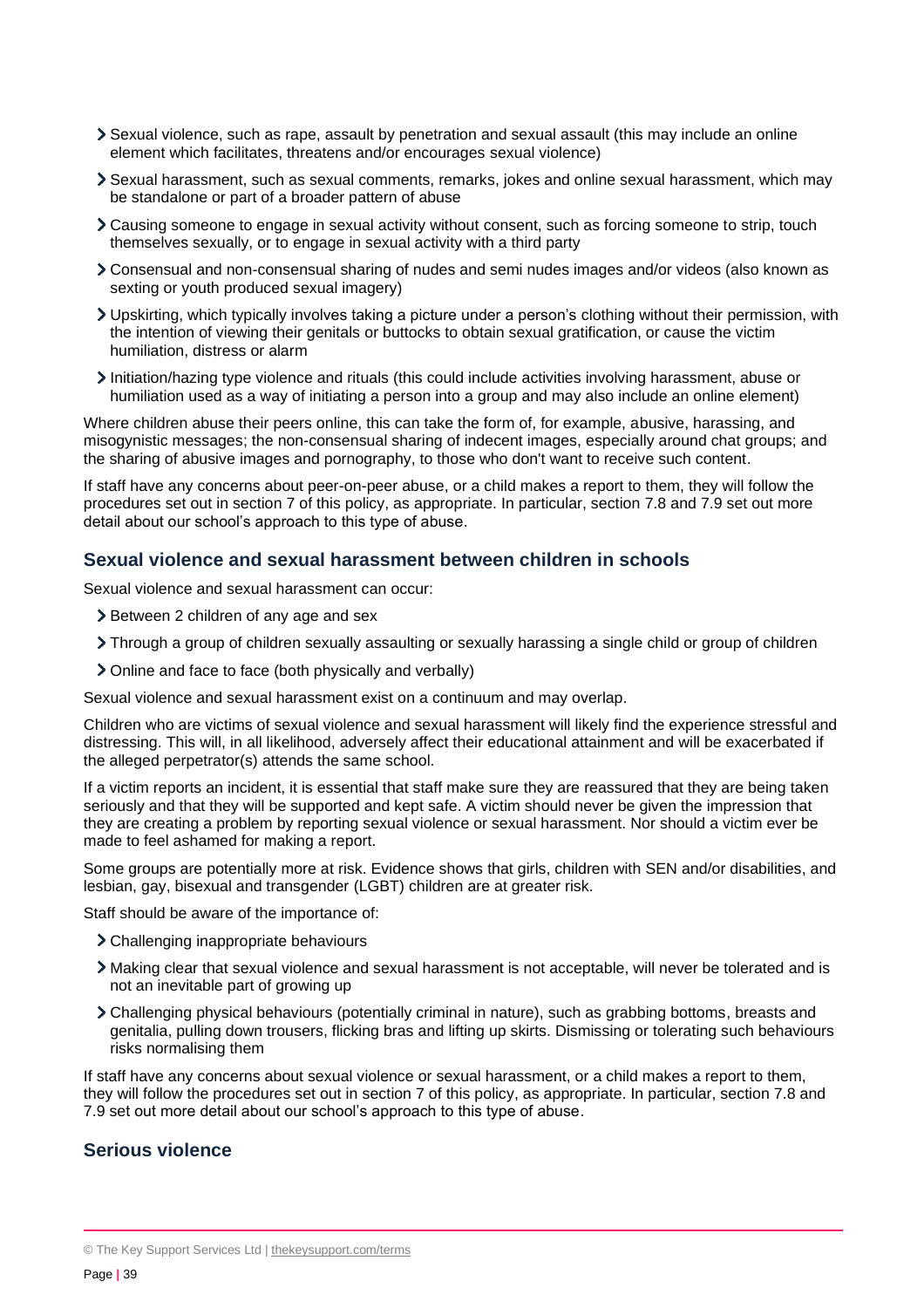- Sexual violence, such as rape, assault by penetration and sexual assault (this may include an online element which facilitates, threatens and/or encourages sexual violence)
- Sexual harassment, such as sexual comments, remarks, jokes and online sexual harassment, which may be standalone or part of a broader pattern of abuse
- Causing someone to engage in sexual activity without consent, such as forcing someone to strip, touch themselves sexually, or to engage in sexual activity with a third party
- Consensual and non-consensual sharing of nudes and semi nudes images and/or videos (also known as sexting or youth produced sexual imagery)
- Upskirting, which typically involves taking a picture under a person's clothing without their permission, with the intention of viewing their genitals or buttocks to obtain sexual gratification, or cause the victim humiliation, distress or alarm
- Initiation/hazing type violence and rituals (this could include activities involving harassment, abuse or humiliation used as a way of initiating a person into a group and may also include an online element)

Where children abuse their peers online, this can take the form of, for example, abusive, harassing, and misogynistic messages; the non-consensual sharing of indecent images, especially around chat groups; and the sharing of abusive images and pornography, to those who don't want to receive such content.

If staff have any concerns about peer-on-peer abuse, or a child makes a report to them, they will follow the procedures set out in section 7 of this policy, as appropriate. In particular, section 7.8 and 7.9 set out more detail about our school's approach to this type of abuse.

### Sexual violence and sexual harassment between children in schools

Sexual violence and sexual harassment can occur:

- Between 2 children of any age and sex
- Through a group of children sexually assaulting or sexually harassing a single child or group of children
- Online and face to face (both physically and verbally)

Sexual violence and sexual harassment exist on a continuum and may overlap.

Children who are victims of sexual violence and sexual harassment will likely find the experience stressful and distressing. This will, in all likelihood, adversely affect their educational attainment and will be exacerbated if the alleged perpetrator(s) attends the same school.

If a victim reports an incident, it is essential that staff make sure they are reassured that they are being taken seriously and that they will be supported and kept safe. A victim should never be given the impression that they are creating a problem by reporting sexual violence or sexual harassment. Nor should a victim ever be made to feel ashamed for making a report.

Some groups are potentially more at risk. Evidence shows that girls, children with SEN and/or disabilities, and lesbian, gay, bisexual and transgender (LGBT) children are at greater risk.

Staff should be aware of the importance of:

- Challenging inappropriate behaviours
- Making clear that sexual violence and sexual harassment is not acceptable, will never be tolerated and is not an inevitable part of growing up
- Challenging physical behaviours (potentially criminal in nature), such as grabbing bottoms, breasts and genitalia, pulling down trousers, flicking bras and lifting up skirts. Dismissing or tolerating such behaviours risks normalising them

If staff have any concerns about sexual violence or sexual harassment, or a child makes a report to them, they will follow the procedures set out in section 7 of this policy, as appropriate. In particular, section 7.8 and 7.9 set out more detail about our school's approach to this type of abuse.

### Serious violence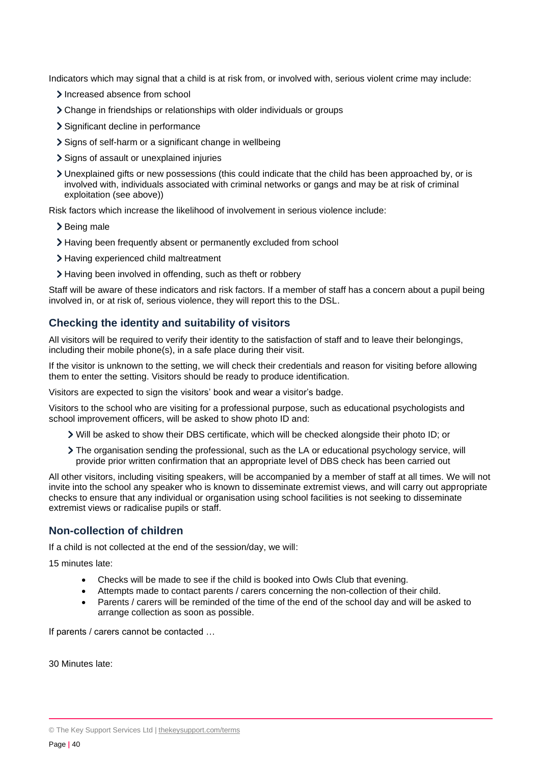Indicators which may signal that a child is at risk from, or involved with, serious violent crime may include:

- Increased absence from school
- Change in friendships or relationships with older individuals or groups
- Significant decline in performance
- Signs of self-harm or a significant change in wellbeing
- Signs of assault or unexplained injuries
- Unexplained gifts or new possessions (this could indicate that the child has been approached by, or is involved with, individuals associated with criminal networks or gangs and may be at risk of criminal exploitation (see above))

Risk factors which increase the likelihood of involvement in serious violence include:

- Being male
- Having been frequently absent or permanently excluded from school
- Having experienced child maltreatment
- Having been involved in offending, such as theft or robbery

Staff will be aware of these indicators and risk factors. If a member of staff has a concern about a pupil being involved in, or at risk of, serious violence, they will report this to the DSL.

### Checking the identity and suitability of visitors

All visitors will be required to verify their identity to the satisfaction of staff and to leave their belongings, including their mobile phone(s), in a safe place during their visit.

If the visitor is unknown to the setting, we will check their credentials and reason for visiting before allowing them to enter the setting. Visitors should be ready to produce identification.

Visitors are expected to sign the visitors' book and wear a visitor's badge.

Visitors to the school who are visiting for a professional purpose, such as educational psychologists and school improvement officers, will be asked to show photo ID and:

- Will be asked to show their DBS certificate, which will be checked alongside their photo ID; or
- The organisation sending the professional, such as the LA or educational psychology service, will provide prior written confirmation that an appropriate level of DBS check has been carried out

All other visitors, including visiting speakers, will be accompanied by a member of staff at all times. We will not invite into the school any speaker who is known to disseminate extremist views, and will carry out appropriate checks to ensure that any individual or organisation using school facilities is not seeking to disseminate extremist views or radicalise pupils or staff.

### Non-collection of children

If a child is not collected at the end of the session/day, we will:

15 minutes late:

- Checks will be made to see if the child is booked into Owls Club that evening.
- Attempts made to contact parents / carers concerning the non-collection of their child.
- Parents / carers will be reminded of the time of the end of the school day and will be asked to arrange collection as soon as possible.

If parents / carers cannot be contacted …

30 Minutes late: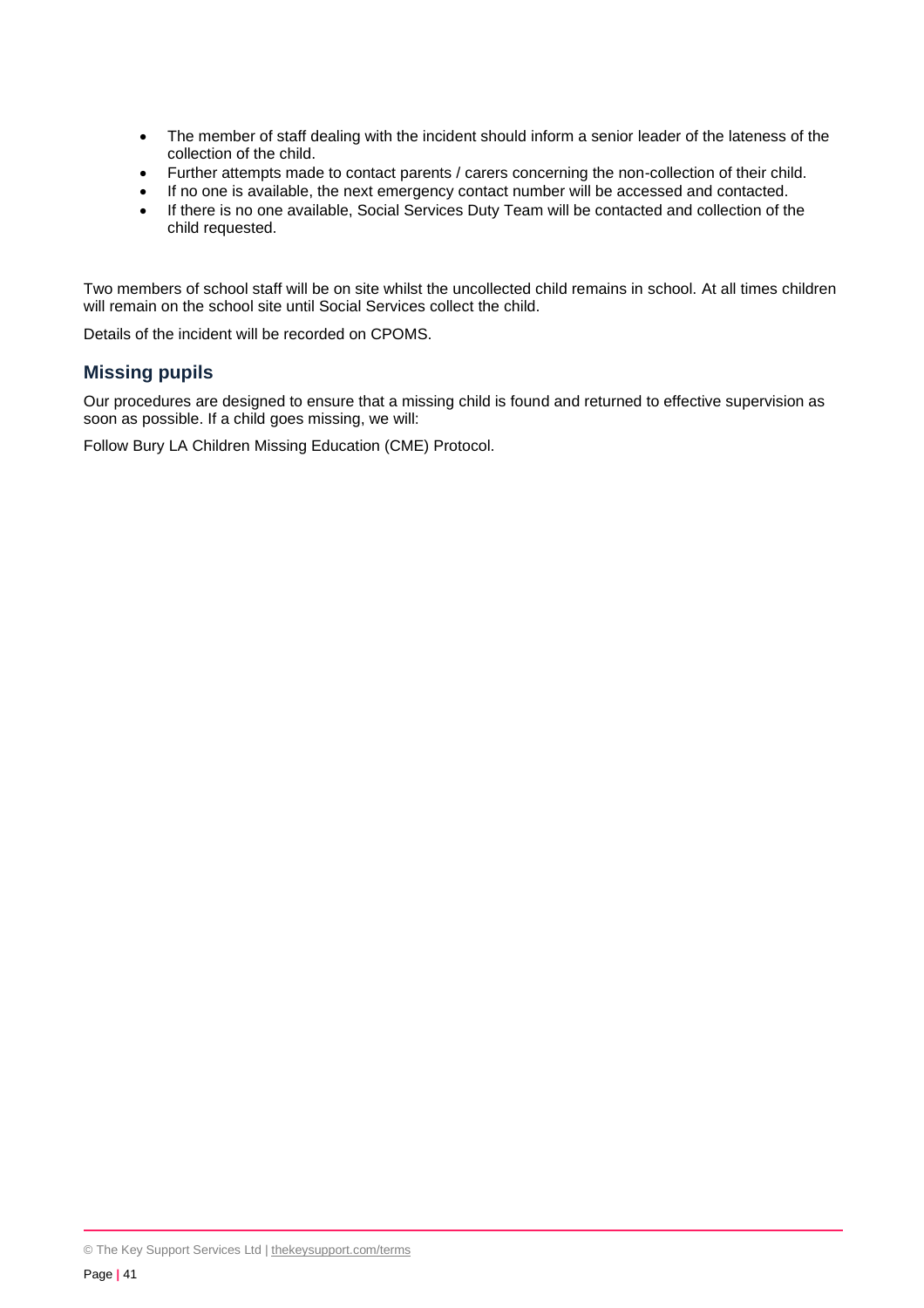- The member of staff dealing with the incident should inform a senior leader of the lateness of the collection of the child.
- Further attempts made to contact parents / carers concerning the non-collection of their child.
- If no one is available, the next emergency contact number will be accessed and contacted.
- If there is no one available, Social Services Duty Team will be contacted and collection of the child requested.

Two members of school staff will be on site whilst the uncollected child remains in school. At all times children will remain on the school site until Social Services collect the child.

Details of the incident will be recorded on CPOMS.

## Missing pupils

Our procedures are designed to ensure that a missing child is found and returned to effective supervision as soon as possible. If a child goes missing, we will:

Follow Bury LA Children Missing Education (CME) Protocol.